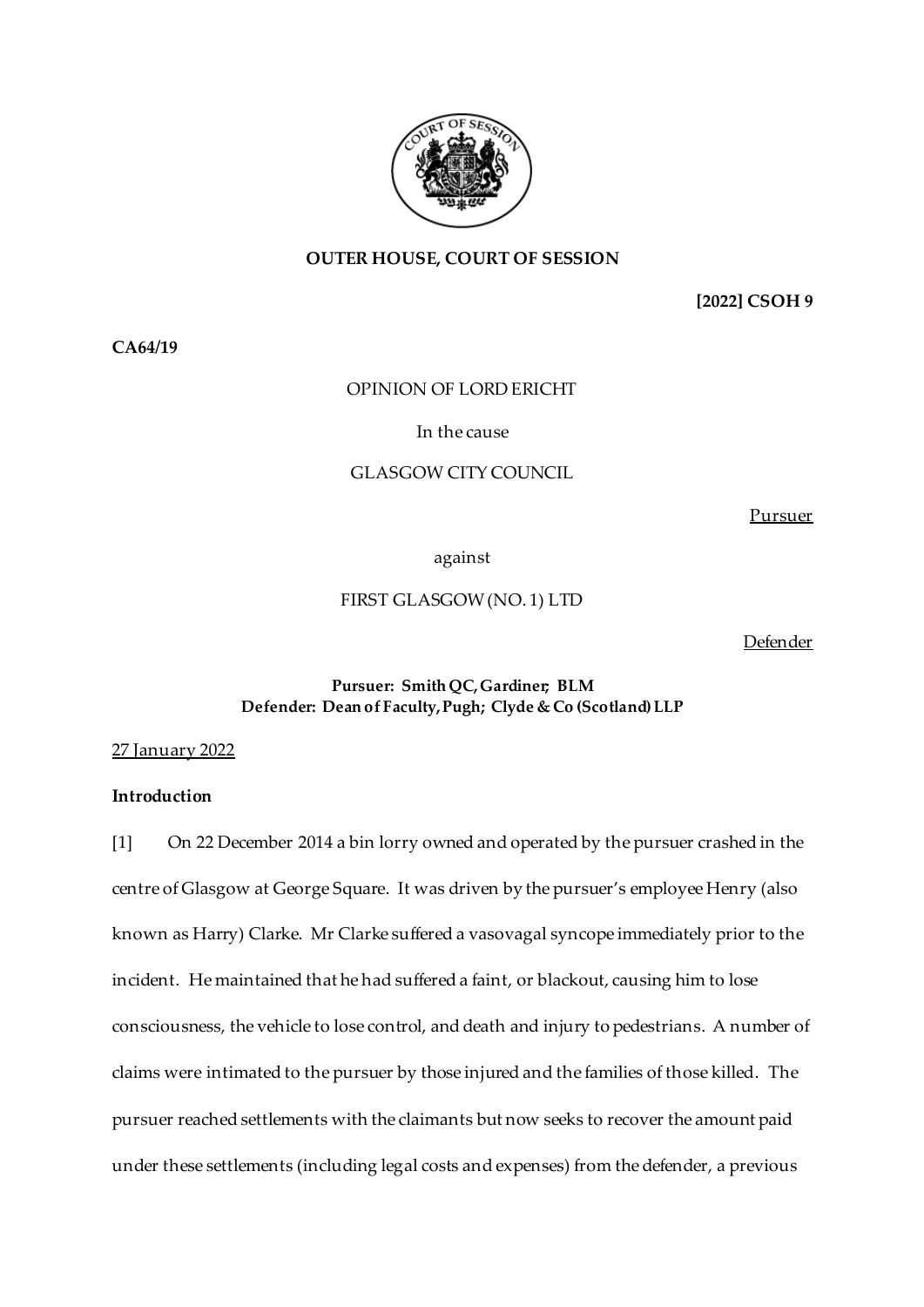**OUTER HOUSE, COURT OF SESSION**

**[2022] CSOH 9**

**CA64/19**

OPINION OF LORD ERICHT

In the cause

GLASGOW CITY COUNCIL

Pursuer

against

FIRST GLASGOW (NO. 1) LTD

Defender

**Pursuer: Smith QC, Gardiner; BLM**
**Defender: Dean of Faculty, Pugh; Clyde & Co (Scotland) LLP**

27 January 2022

**Introduction**

[1] On 22 December 2014 a bin lorry owned and operated by the pursuer crashed in the centre of Glasgow at George Square. It was driven by the pursuer's employee Henry (also known as Harry) Clarke. Mr Clarke suffered a vasovagal syncope immediately prior to the incident. He maintained that he had suffered a faint, or blackout, causing him to lose consciousness, the vehicle to lose control, and death and injury to pedestrians. A number of claims were intimated to the pursuer by those injured and the families of those killed. The pursuer reached settlements with the claimants but now seeks to recover the amount paid under these settlements (including legal costs and expenses) from the defender, a previous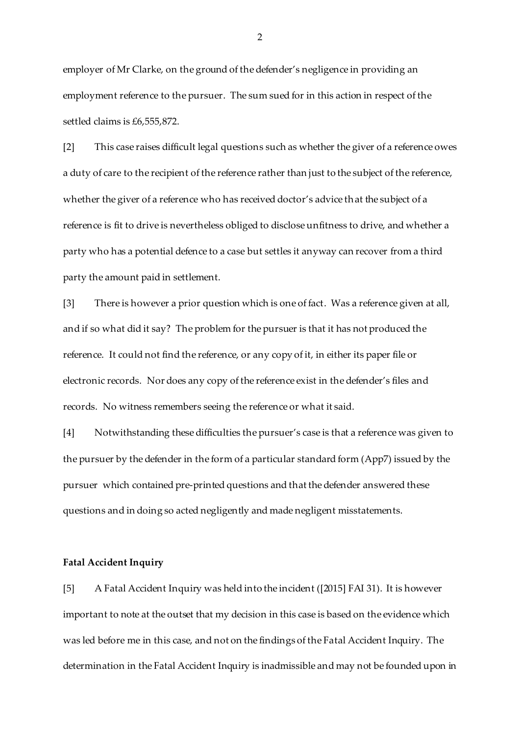employer of Mr Clarke, on the ground of the defender's negligence in providing an employment reference to the pursuer. The sum sued for in this action in respect of the settled claims is £6,555,872.

[2] This case raises difficult legal questions such as whether the giver of a reference owes a duty of care to the recipient of the reference rather than just to the subject of the reference, whether the giver of a reference who has received doctor's advice that the subject of a reference is fit to drive is nevertheless obliged to disclose unfitness to drive, and whether a party who has a potential defence to a case but settles it anyway can recover from a third party the amount paid in settlement.

[3] There is however a prior question which is one of fact. Was a reference given at all, and if so what did it say? The problem for the pursuer is that it has not produced the reference. It could not find the reference, or any copy of it, in either its paper file or electronic records. Nor does any copy of the reference exist in the defender's files and records. No witness remembers seeing the reference or what it said.

[4] Notwithstanding these difficulties the pursuer's case is that a reference was given to the pursuer by the defender in the form of a particular standard form (App7) issued by the pursuer which contained pre-printed questions and that the defender answered these questions and in doing so acted negligently and made negligent misstatements.

**Fatal Accident Inquiry**

[5] A Fatal Accident Inquiry was held into the incident ([2015] FAI 31). It is however important to note at the outset that my decision in this case is based on the evidence which was led before me in this case, and not on the findings of the Fatal Accident Inquiry. The determination in the Fatal Accident Inquiry is inadmissible and may not be founded upon in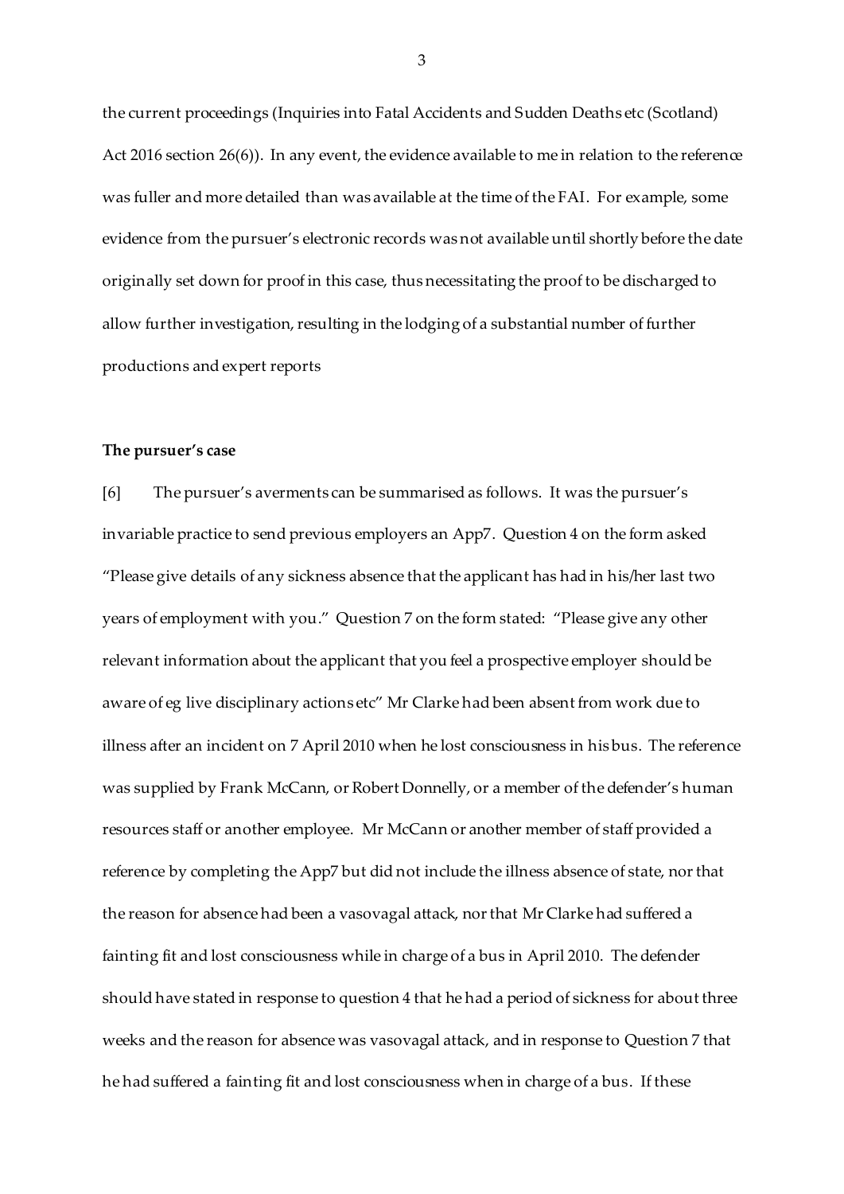the current proceedings (Inquiries into Fatal Accidents and Sudden Deaths etc (Scotland) Act 2016 section 26(6)). In any event, the evidence available to me in relation to the reference was fuller and more detailed than was available at the time of the FAI. For example, some evidence from the pursuer's electronic records was not available until shortly before the date originally set down for proof in this case, thus necessitating the proof to be discharged to allow further investigation, resulting in the lodging of a substantial number of further productions and expert reports

**The pursuer's case**

[6] The pursuer's averments can be summarised as follows. It was the pursuer's invariable practice to send previous employers an App7. Question 4 on the form asked "Please give details of any sickness absence that the applicant has had in his/her last two years of employment with you." Question 7 on the form stated: "Please give any other relevant information about the applicant that you feel a prospective employer should be aware of eg live disciplinary actions etc" Mr Clarke had been absent from work due to illness after an incident on 7 April 2010 when he lost consciousness in his bus. The reference was supplied by Frank McCann, or Robert Donnelly, or a member of the defender's human resources staff or another employee. Mr McCann or another member of staff provided a reference by completing the App7 but did not include the illness absence of state, nor that the reason for absence had been a vasovagal attack, nor that Mr Clarke had suffered a fainting fit and lost consciousness while in charge of a bus in April 2010. The defender should have stated in response to question 4 that he had a period of sickness for about three weeks and the reason for absence was vasovagal attack, and in response to Question 7 that he had suffered a fainting fit and lost consciousness when in charge of a bus. If these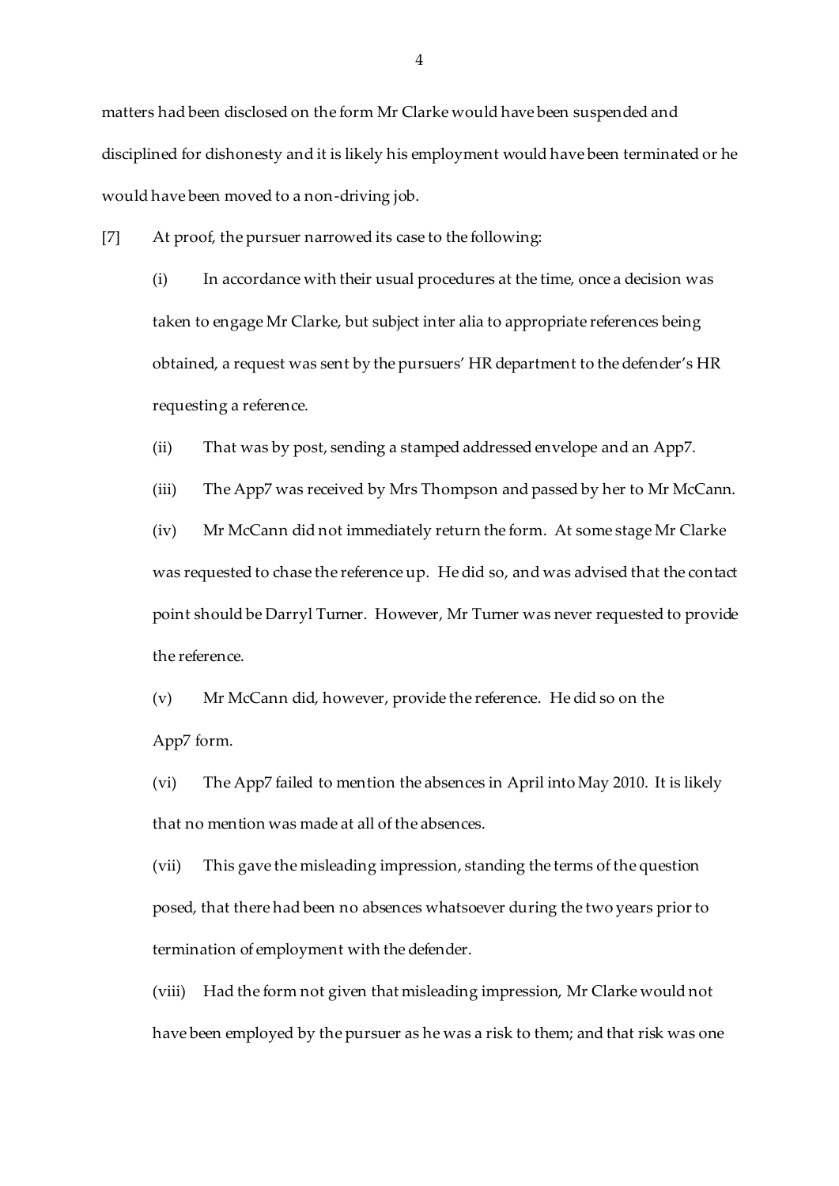matters had been disclosed on the form Mr Clarke would have been suspended and disciplined for dishonesty and it is likely his employment would have been terminated or he would have been moved to a non-driving job.

[7] At proof, the pursuer narrowed its case to the following:

(i) In accordance with their usual procedures at the time, once a decision was taken to engage Mr Clarke, but subject inter alia to appropriate references being obtained, a request was sent by the pursuers' HR department to the defender's HR requesting a reference.

(ii) That was by post, sending a stamped addressed envelope and an App7.

(iii) The App7 was received by Mrs Thompson and passed by her to Mr McCann.

(iv) Mr McCann did not immediately return the form. At some stage Mr Clarke was requested to chase the reference up. He did so, and was advised that the contact point should be Darryl Turner. However, Mr Turner was never requested to provide the reference.

(v) Mr McCann did, however, provide the reference. He did so on the App7 form.

(vi) The App7 failed to mention the absences in April into May 2010. It is likely that no mention was made at all of the absences.

(vii) This gave the misleading impression, standing the terms of the question posed, that there had been no absences whatsoever during the two years prior to termination of employment with the defender.

(viii) Had the form not given that misleading impression, Mr Clarke would not have been employed by the pursuer as he was a risk to them; and that risk was one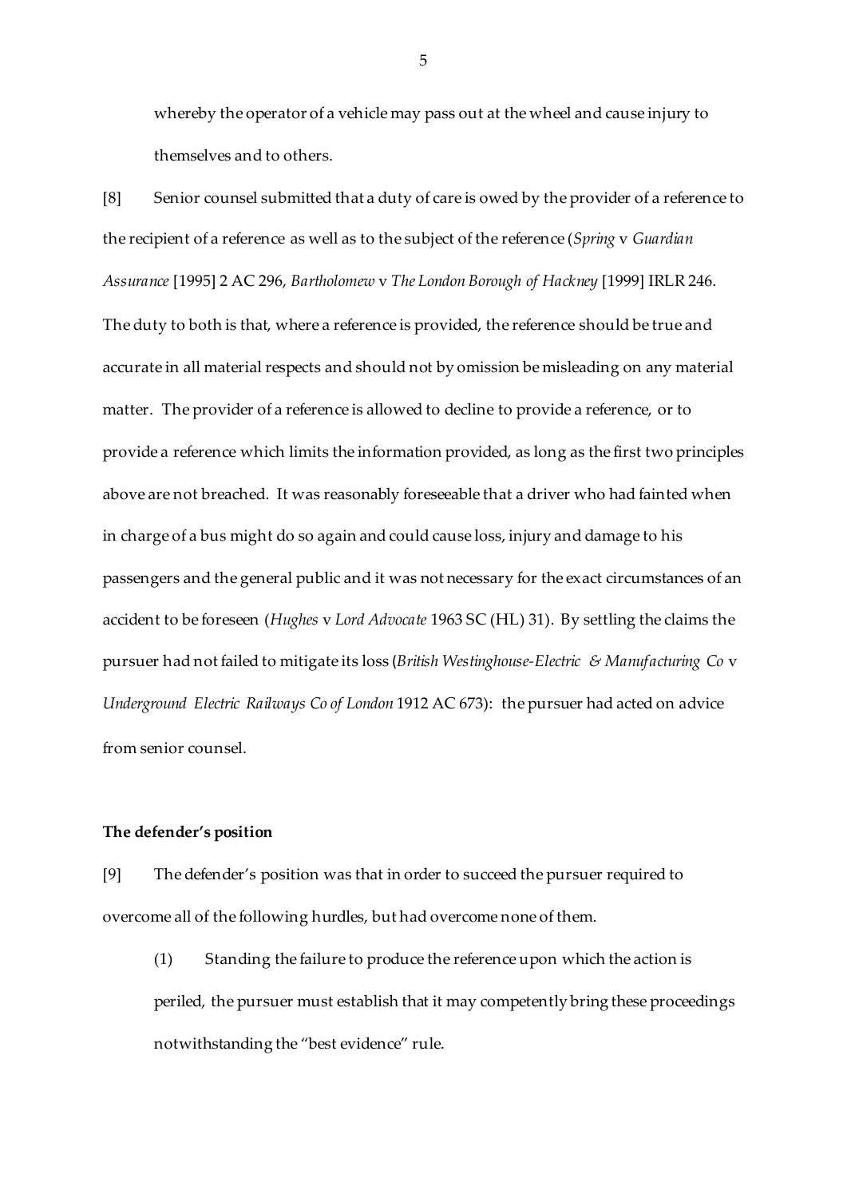whereby the operator of a vehicle may pass out at the wheel and cause injury to themselves and to others.

[8] Senior counsel submitted that a duty of care is owed by the provider of a reference to the recipient of a reference as well as to the subject of the reference (*Spring* v *Guardian Assurance* [1995] 2 AC 296, *Bartholomew* v *The London Borough of Hackney* [1999] IRLR 246. The duty to both is that, where a reference is provided, the reference should be true and accurate in all material respects and should not by omission be misleading on any material matter. The provider of a reference is allowed to decline to provide a reference, or to provide a reference which limits the information provided, as long as the first two principles above are not breached. It was reasonably foreseeable that a driver who had fainted when in charge of a bus might do so again and could cause loss, injury and damage to his passengers and the general public and it was not necessary for the exact circumstances of an accident to be foreseen (*Hughes* v *Lord Advocate* 1963 SC (HL) 31). By settling the claims the pursuer had not failed to mitigate its loss (*British Westinghouse-Electric & Manufacturing Co* v *Underground Electric Railways Co of London* 1912 AC 673): the pursuer had acted on advice from senior counsel.

**The defender's position**

[9] The defender's position was that in order to succeed the pursuer required to overcome all of the following hurdles, but had overcome none of them.

(1) Standing the failure to produce the reference upon which the action is periled, the pursuer must establish that it may competently bring these proceedings notwithstanding the "best evidence" rule.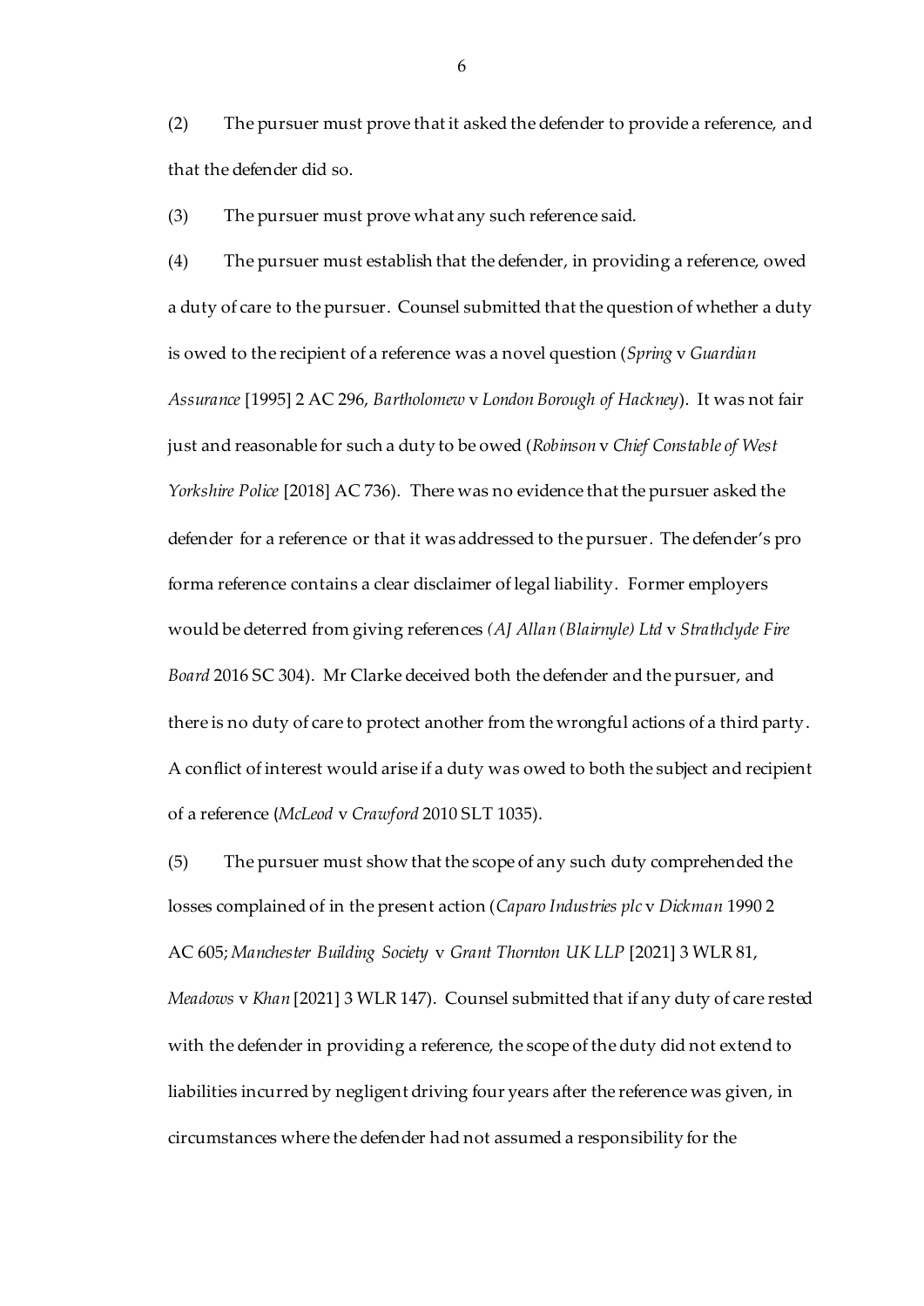(2) The pursuer must prove that it asked the defender to provide a reference, and that the defender did so.

(3) The pursuer must prove what any such reference said.

(4) The pursuer must establish that the defender, in providing a reference, owed a duty of care to the pursuer. Counsel submitted that the question of whether a duty is owed to the recipient of a reference was a novel question (*Spring* v *Guardian Assurance* [1995] 2 AC 296, *Bartholomew* v *London Borough of Hackney*). It was not fair just and reasonable for such a duty to be owed (*Robinson* v *Chief Constable of West Yorkshire Police* [2018] AC 736). There was no evidence that the pursuer asked the defender for a reference or that it was addressed to the pursuer. The defender's pro forma reference contains a clear disclaimer of legal liability. Former employers would be deterred from giving references *(AJ Allan (Blairnyle) Ltd* v *Strathclyde Fire Board* 2016 SC 304). Mr Clarke deceived both the defender and the pursuer, and there is no duty of care to protect another from the wrongful actions of a third party. A conflict of interest would arise if a duty was owed to both the subject and recipient of a reference (*McLeod* v *Crawford* 2010 SLT 1035).

(5) The pursuer must show that the scope of any such duty comprehended the losses complained of in the present action (*Caparo Industries plc* v *Dickman* 1990 2 AC 605; *Manchester Building Society* v *Grant Thornton UK LLP* [2021] 3 WLR 81, *Meadows* v *Khan* [2021] 3 WLR 147). Counsel submitted that if any duty of care rested with the defender in providing a reference, the scope of the duty did not extend to liabilities incurred by negligent driving four years after the reference was given, in circumstances where the defender had not assumed a responsibility for the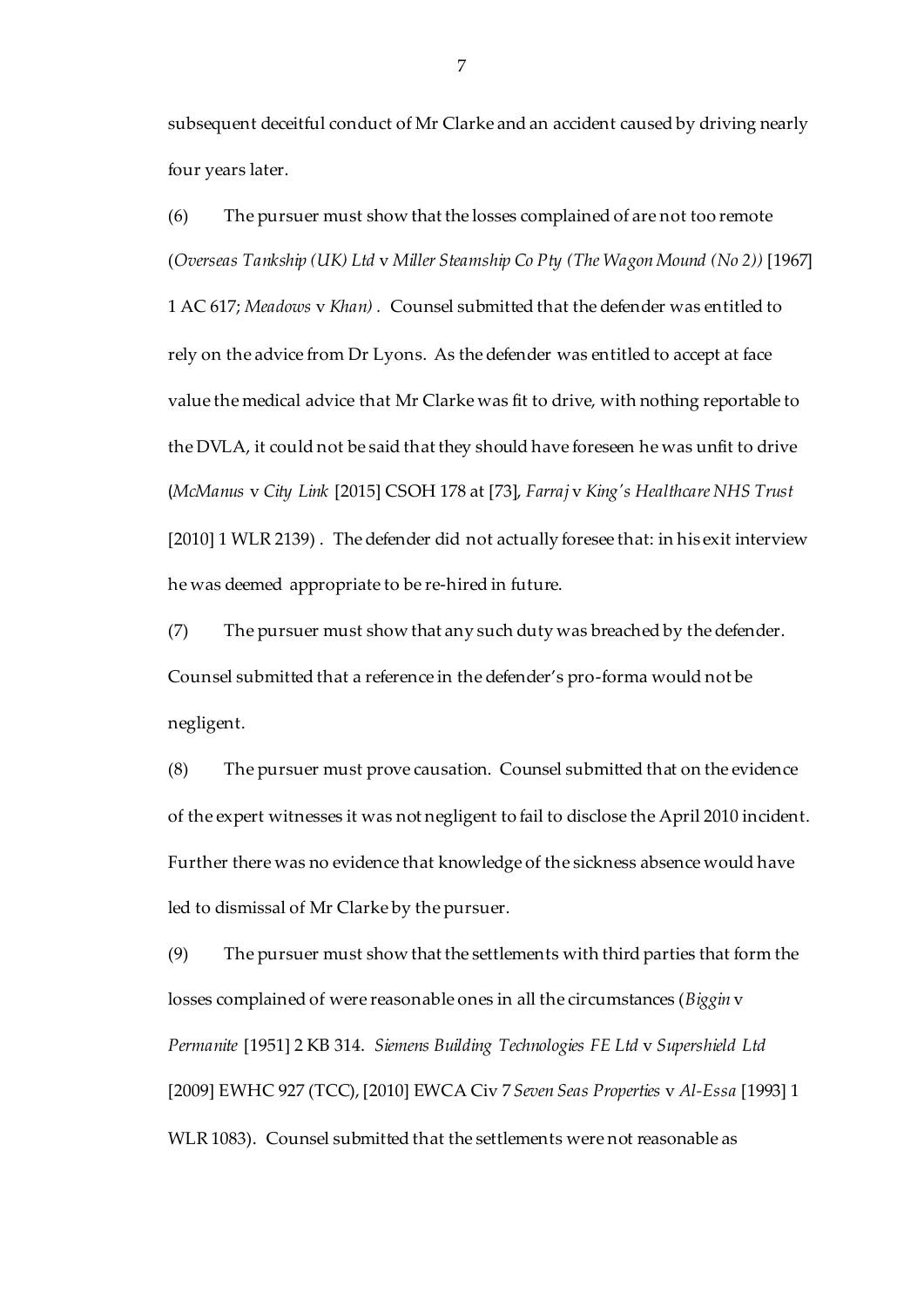subsequent deceitful conduct of Mr Clarke and an accident caused by driving nearly four years later.

(6) The pursuer must show that the losses complained of are not too remote (*Overseas Tankship (UK) Ltd* v *Miller Steamship Co Pty (The Wagon Mound (No 2))* [1967] 1 AC 617; *Meadows* v *Khan)* . Counsel submitted that the defender was entitled to rely on the advice from Dr Lyons. As the defender was entitled to accept at face value the medical advice that Mr Clarke was fit to drive, with nothing reportable to the DVLA, it could not be said that they should have foreseen he was unfit to drive (*McManus* v *City Link* [2015] CSOH 178 at [73], *Farraj* v *King's Healthcare NHS Trust* [2010] 1 WLR 2139) . The defender did not actually foresee that: in his exit interview he was deemed appropriate to be re-hired in future.

(7) The pursuer must show that any such duty was breached by the defender. Counsel submitted that a reference in the defender's pro-forma would not be negligent.

(8) The pursuer must prove causation. Counsel submitted that on the evidence of the expert witnesses it was not negligent to fail to disclose the April 2010 incident. Further there was no evidence that knowledge of the sickness absence would have led to dismissal of Mr Clarke by the pursuer.

(9) The pursuer must show that the settlements with third parties that form the losses complained of were reasonable ones in all the circumstances (*Biggin* v *Permanite* [1951] 2 KB 314. *Siemens Building Technologies FE Ltd* v *Supershield Ltd* [2009] EWHC 927 (TCC), [2010] EWCA Civ 7 *Seven Seas Properties* v *Al-Essa* [1993] 1 WLR 1083). Counsel submitted that the settlements were not reasonable as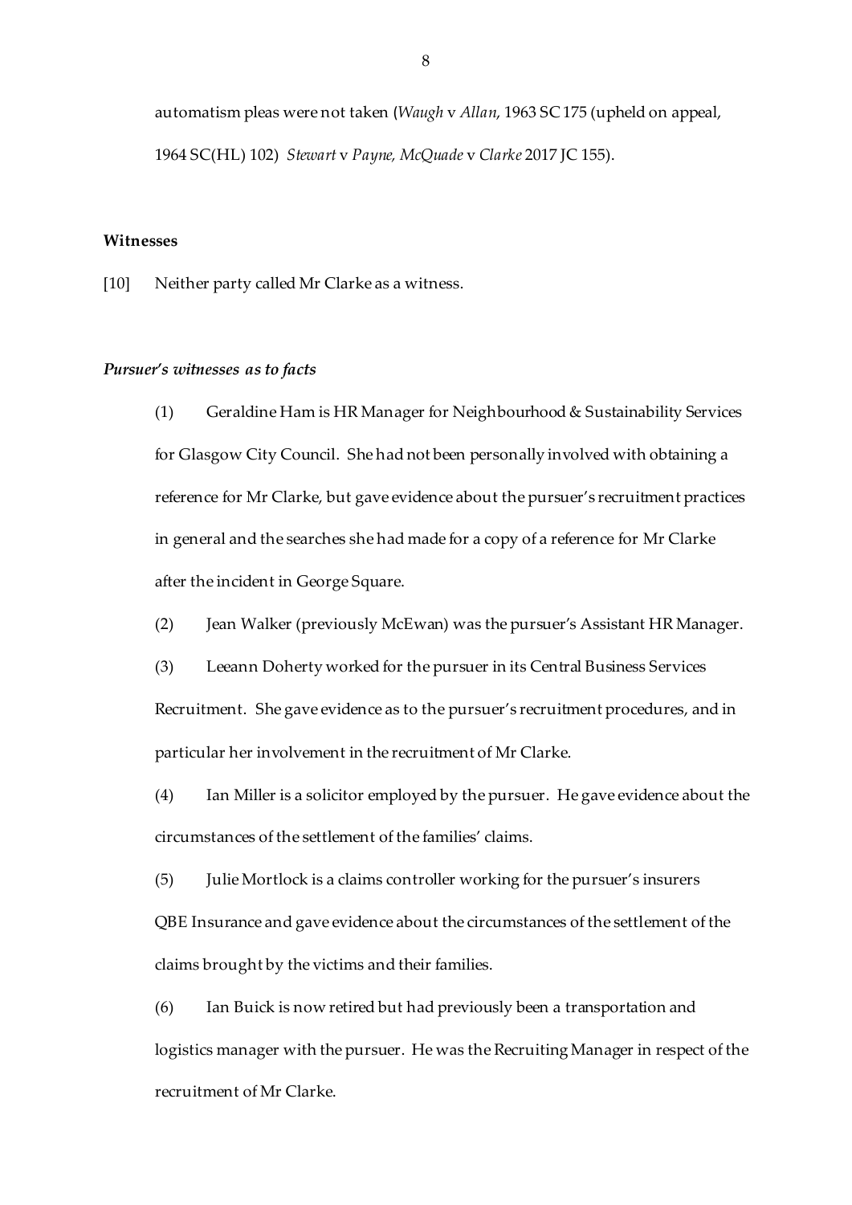automatism pleas were not taken (*Waugh* v *Allan*, 1963 SC 175 (upheld on appeal, 1964 SC(HL) 102) *Stewart* v *Payne, McQuade* v *Clarke* 2017 JC 155).

**Witnesses**

[10] Neither party called Mr Clarke as a witness.

***Pursuer's witnesses as to facts***

(1) Geraldine Ham is HR Manager for Neighbourhood & Sustainability Services for Glasgow City Council. She had not been personally involved with obtaining a reference for Mr Clarke, but gave evidence about the pursuer's recruitment practices in general and the searches she had made for a copy of a reference for Mr Clarke after the incident in George Square.

(2) Jean Walker (previously McEwan) was the pursuer's Assistant HR Manager.

(3) Leeann Doherty worked for the pursuer in its Central Business Services Recruitment. She gave evidence as to the pursuer's recruitment procedures, and in particular her involvement in the recruitment of Mr Clarke.

(4) Ian Miller is a solicitor employed by the pursuer. He gave evidence about the circumstances of the settlement of the families' claims.

(5) Julie Mortlock is a claims controller working for the pursuer's insurers QBE Insurance and gave evidence about the circumstances of the settlement of the claims brought by the victims and their families.

(6) Ian Buick is now retired but had previously been a transportation and logistics manager with the pursuer. He was the Recruiting Manager in respect of the recruitment of Mr Clarke.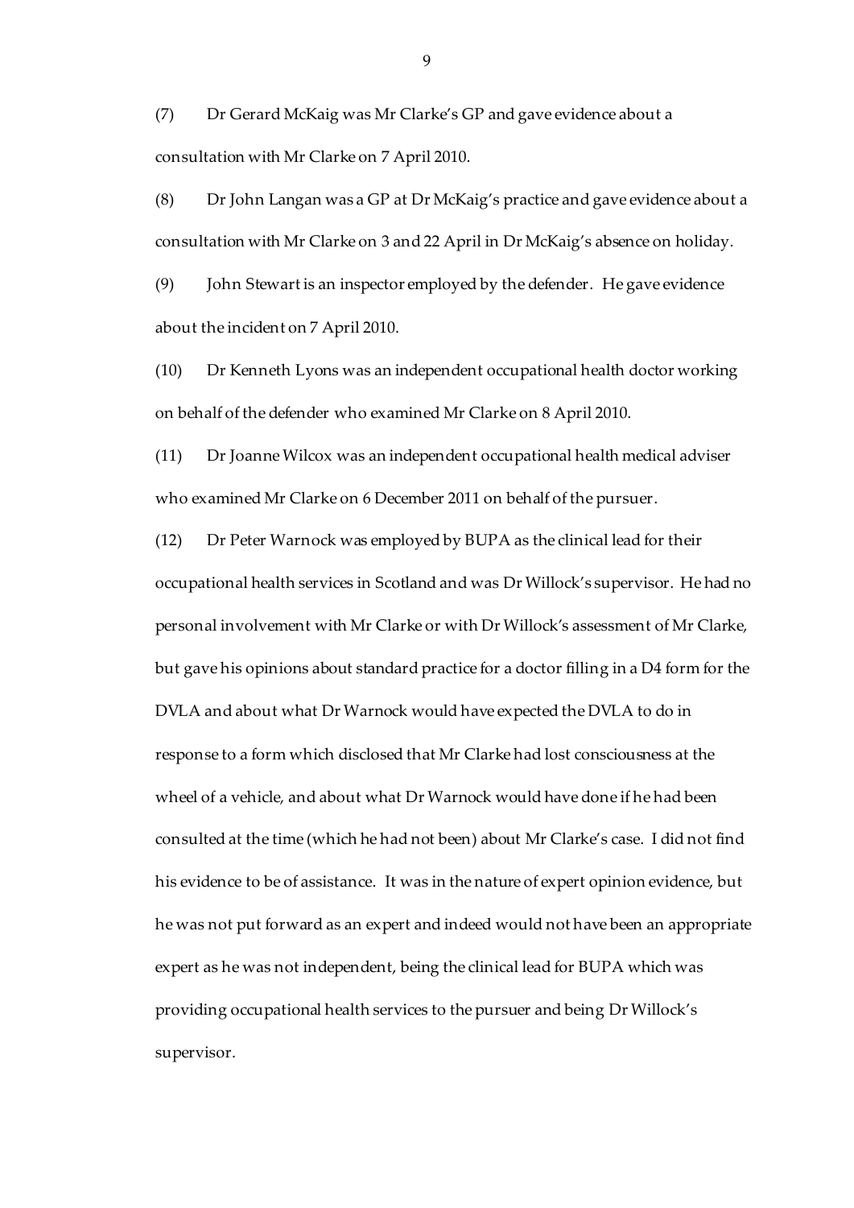(7) Dr Gerard McKaig was Mr Clarke's GP and gave evidence about a consultation with Mr Clarke on 7 April 2010.

(8) Dr John Langan was a GP at Dr McKaig's practice and gave evidence about a consultation with Mr Clarke on 3 and 22 April in Dr McKaig's absence on holiday.

(9) John Stewart is an inspector employed by the defender. He gave evidence about the incident on 7 April 2010.

(10) Dr Kenneth Lyons was an independent occupational health doctor working on behalf of the defender who examined Mr Clarke on 8 April 2010.

(11) Dr Joanne Wilcox was an independent occupational health medical adviser who examined Mr Clarke on 6 December 2011 on behalf of the pursuer.

(12) Dr Peter Warnock was employed by BUPA as the clinical lead for their occupational health services in Scotland and was Dr Willock's supervisor. He had no personal involvement with Mr Clarke or with Dr Willock's assessment of Mr Clarke, but gave his opinions about standard practice for a doctor filling in a D4 form for the DVLA and about what Dr Warnock would have expected the DVLA to do in response to a form which disclosed that Mr Clarke had lost consciousness at the wheel of a vehicle, and about what Dr Warnock would have done if he had been consulted at the time (which he had not been) about Mr Clarke's case. I did not find his evidence to be of assistance. It was in the nature of expert opinion evidence, but he was not put forward as an expert and indeed would not have been an appropriate expert as he was not independent, being the clinical lead for BUPA which was providing occupational health services to the pursuer and being Dr Willock's supervisor.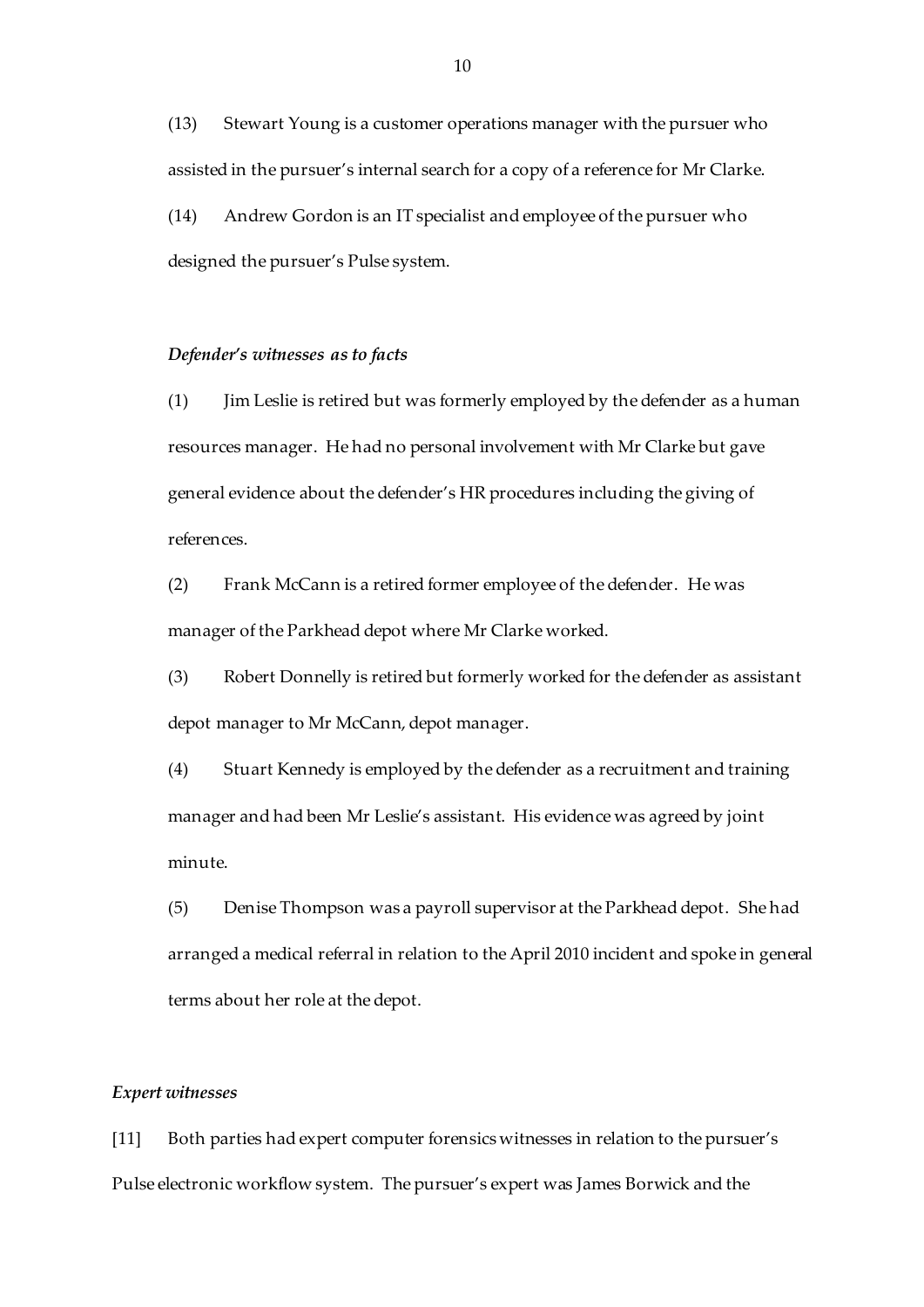(13) Stewart Young is a customer operations manager with the pursuer who assisted in the pursuer's internal search for a copy of a reference for Mr Clarke.

(14) Andrew Gordon is an IT specialist and employee of the pursuer who designed the pursuer's Pulse system.

***Defender's witnesses as to facts***

(1) Jim Leslie is retired but was formerly employed by the defender as a human resources manager. He had no personal involvement with Mr Clarke but gave general evidence about the defender's HR procedures including the giving of references.

(2) Frank McCann is a retired former employee of the defender. He was manager of the Parkhead depot where Mr Clarke worked.

(3) Robert Donnelly is retired but formerly worked for the defender as assistant depot manager to Mr McCann, depot manager.

(4) Stuart Kennedy is employed by the defender as a recruitment and training manager and had been Mr Leslie's assistant. His evidence was agreed by joint minute.

(5) Denise Thompson was a payroll supervisor at the Parkhead depot. She had arranged a medical referral in relation to the April 2010 incident and spoke in general terms about her role at the depot.

***Expert witnesses***

[11] Both parties had expert computer forensics witnesses in relation to the pursuer's Pulse electronic workflow system. The pursuer's expert was James Borwick and the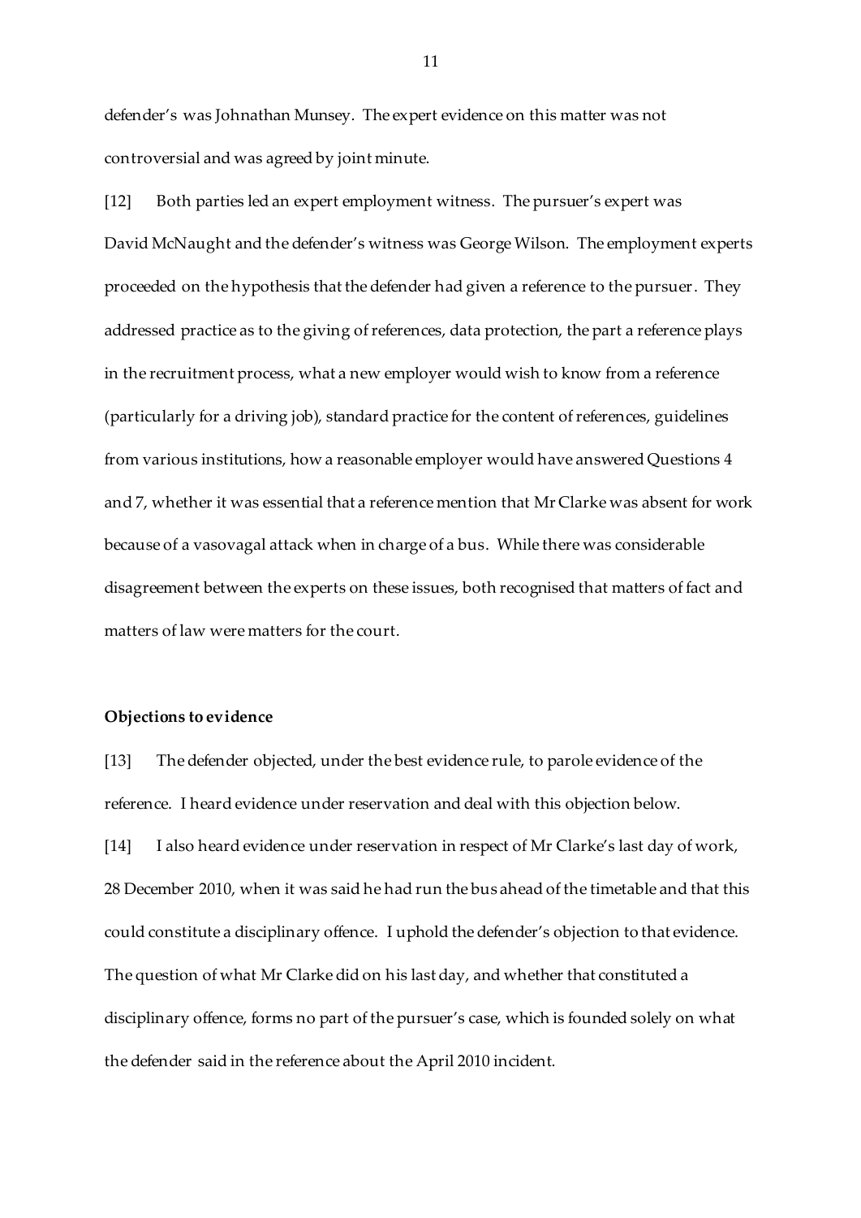defender's was Johnathan Munsey. The expert evidence on this matter was not controversial and was agreed by joint minute.

[12] Both parties led an expert employment witness. The pursuer's expert was David McNaught and the defender's witness was George Wilson. The employment experts proceeded on the hypothesis that the defender had given a reference to the pursuer. They addressed practice as to the giving of references, data protection, the part a reference plays in the recruitment process, what a new employer would wish to know from a reference (particularly for a driving job), standard practice for the content of references, guidelines from various institutions, how a reasonable employer would have answered Questions 4 and 7, whether it was essential that a reference mention that Mr Clarke was absent for work because of a vasovagal attack when in charge of a bus. While there was considerable disagreement between the experts on these issues, both recognised that matters of fact and matters of law were matters for the court.

**Objections to evidence**

[13] The defender objected, under the best evidence rule, to parole evidence of the reference. I heard evidence under reservation and deal with this objection below.

[14] I also heard evidence under reservation in respect of Mr Clarke's last day of work, 28 December 2010, when it was said he had run the bus ahead of the timetable and that this could constitute a disciplinary offence. I uphold the defender's objection to that evidence. The question of what Mr Clarke did on his last day, and whether that constituted a disciplinary offence, forms no part of the pursuer's case, which is founded solely on what the defender said in the reference about the April 2010 incident.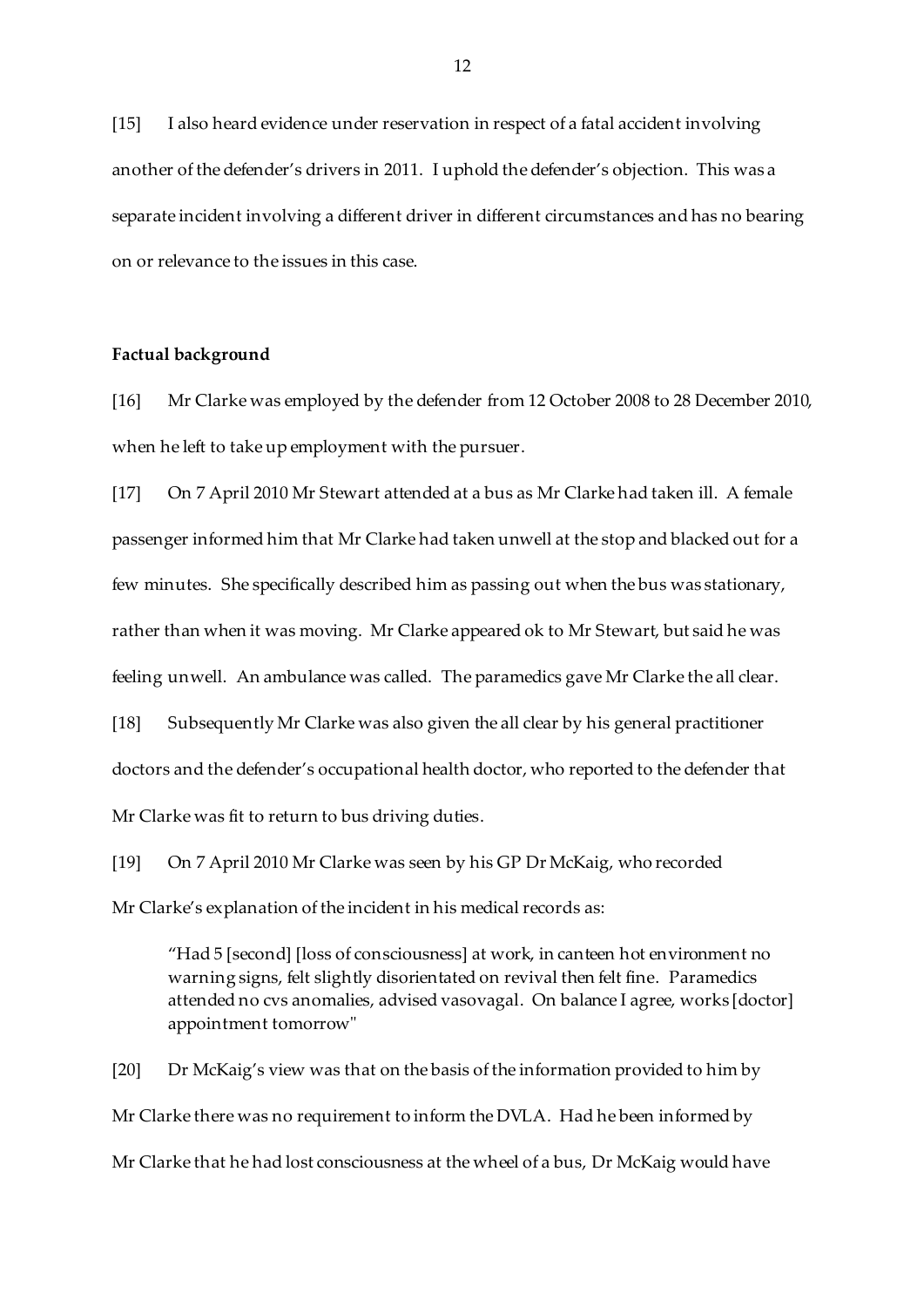[15] I also heard evidence under reservation in respect of a fatal accident involving another of the defender's drivers in 2011. I uphold the defender's objection. This was a separate incident involving a different driver in different circumstances and has no bearing on or relevance to the issues in this case.

**Factual background**

[16] Mr Clarke was employed by the defender from 12 October 2008 to 28 December 2010, when he left to take up employment with the pursuer.

[17] On 7 April 2010 Mr Stewart attended at a bus as Mr Clarke had taken ill. A female passenger informed him that Mr Clarke had taken unwell at the stop and blacked out for a few minutes. She specifically described him as passing out when the bus was stationary, rather than when it was moving. Mr Clarke appeared ok to Mr Stewart, but said he was feeling unwell. An ambulance was called. The paramedics gave Mr Clarke the all clear.

[18] Subsequently Mr Clarke was also given the all clear by his general practitioner doctors and the defender's occupational health doctor, who reported to the defender that Mr Clarke was fit to return to bus driving duties.

[19] On 7 April 2010 Mr Clarke was seen by his GP Dr McKaig, who recorded Mr Clarke's explanation of the incident in his medical records as:

> "Had 5 [second] [loss of consciousness] at work, in canteen hot environment no warning signs, felt slightly disorientated on revival then felt fine. Paramedics attended no cvs anomalies, advised vasovagal. On balance I agree, works [doctor] appointment tomorrow"

[20] Dr McKaig's view was that on the basis of the information provided to him by Mr Clarke there was no requirement to inform the DVLA. Had he been informed by Mr Clarke that he had lost consciousness at the wheel of a bus, Dr McKaig would have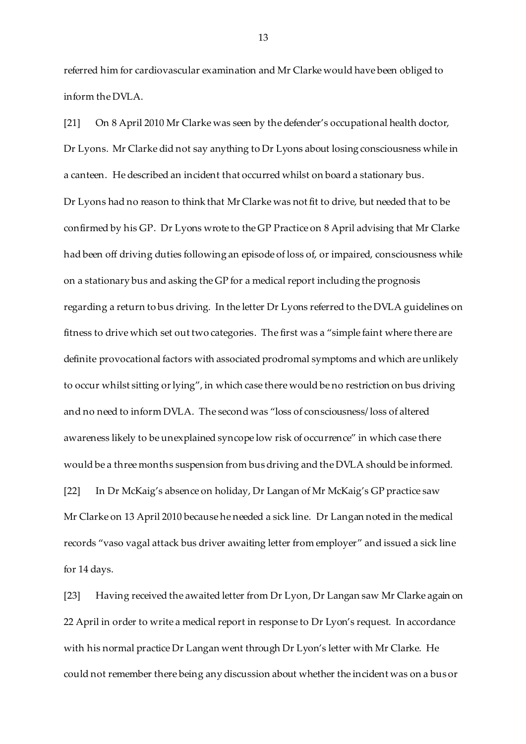referred him for cardiovascular examination and Mr Clarke would have been obliged to inform the DVLA.

[21] On 8 April 2010 Mr Clarke was seen by the defender's occupational health doctor, Dr Lyons. Mr Clarke did not say anything to Dr Lyons about losing consciousness while in a canteen. He described an incident that occurred whilst on board a stationary bus. Dr Lyons had no reason to think that Mr Clarke was not fit to drive, but needed that to be confirmed by his GP. Dr Lyons wrote to the GP Practice on 8 April advising that Mr Clarke had been off driving duties following an episode of loss of, or impaired, consciousness while on a stationary bus and asking the GP for a medical report including the prognosis regarding a return to bus driving. In the letter Dr Lyons referred to the DVLA guidelines on fitness to drive which set out two categories. The first was a "simple faint where there are definite provocational factors with associated prodromal symptoms and which are unlikely to occur whilst sitting or lying", in which case there would be no restriction on bus driving and no need to inform DVLA. The second was "loss of consciousness/ loss of altered awareness likely to be unexplained syncope low risk of occurrence" in which case there would be a three months suspension from bus driving and the DVLA should be informed.

[22] In Dr McKaig's absence on holiday, Dr Langan of Mr McKaig's GP practice saw Mr Clarke on 13 April 2010 because he needed a sick line. Dr Langan noted in the medical records "vaso vagal attack bus driver awaiting letter from employer" and issued a sick line for 14 days.

[23] Having received the awaited letter from Dr Lyon, Dr Langan saw Mr Clarke again on 22 April in order to write a medical report in response to Dr Lyon's request. In accordance with his normal practice Dr Langan went through Dr Lyon's letter with Mr Clarke. He could not remember there being any discussion about whether the incident was on a bus or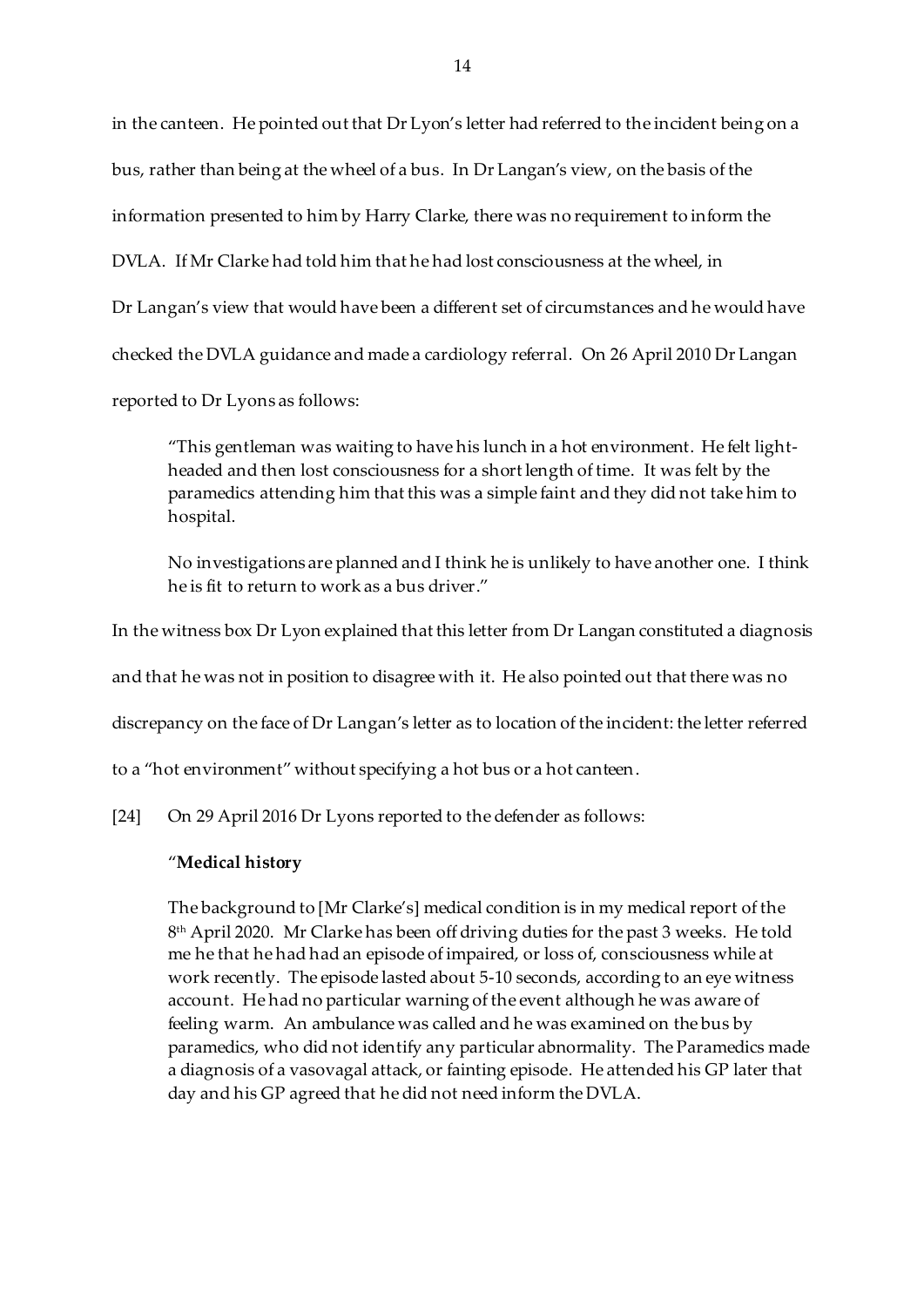in the canteen. He pointed out that Dr Lyon's letter had referred to the incident being on a bus, rather than being at the wheel of a bus. In Dr Langan's view, on the basis of the information presented to him by Harry Clarke, there was no requirement to inform the DVLA. If Mr Clarke had told him that he had lost consciousness at the wheel, in Dr Langan's view that would have been a different set of circumstances and he would have checked the DVLA guidance and made a cardiology referral. On 26 April 2010 Dr Langan reported to Dr Lyons as follows:

> "This gentleman was waiting to have his lunch in a hot environment. He felt light-headed and then lost consciousness for a short length of time. It was felt by the paramedics attending him that this was a simple faint and they did not take him to hospital.
>
> No investigations are planned and I think he is unlikely to have another one. I think he is fit to return to work as a bus driver."

In the witness box Dr Lyon explained that this letter from Dr Langan constituted a diagnosis and that he was not in position to disagree with it. He also pointed out that there was no discrepancy on the face of Dr Langan's letter as to location of the incident: the letter referred to a "hot environment" without specifying a hot bus or a hot canteen.

[24] On 29 April 2016 Dr Lyons reported to the defender as follows:

> "**Medical history**
>
> The background to [Mr Clarke's] medical condition is in my medical report of the 8th April 2020. Mr Clarke has been off driving duties for the past 3 weeks. He told me he that he had had an episode of impaired, or loss of, consciousness while at work recently. The episode lasted about 5-10 seconds, according to an eye witness account. He had no particular warning of the event although he was aware of feeling warm. An ambulance was called and he was examined on the bus by paramedics, who did not identify any particular abnormality. The Paramedics made a diagnosis of a vasovagal attack, or fainting episode. He attended his GP later that day and his GP agreed that he did not need inform the DVLA.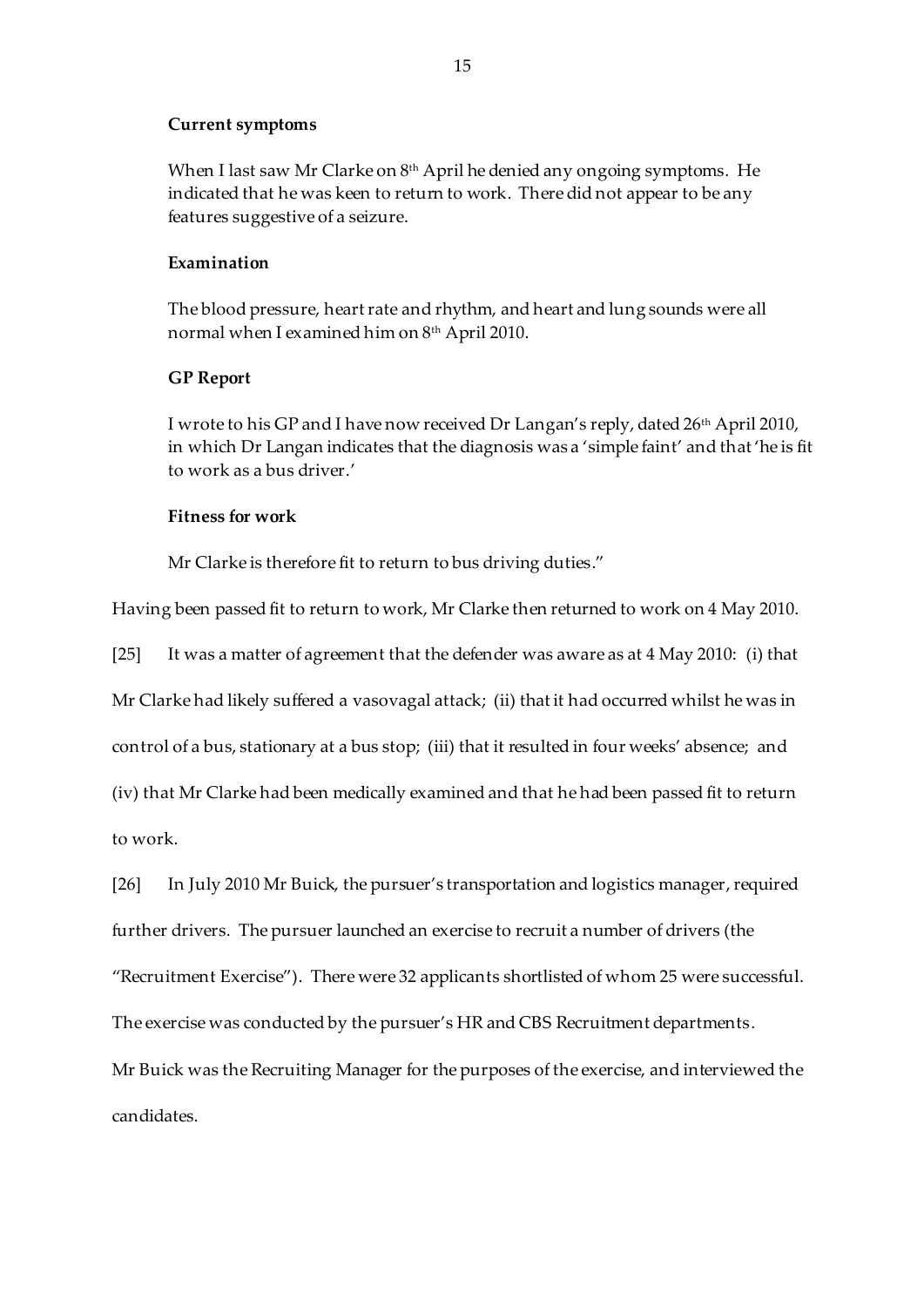**Current symptoms**

When I last saw Mr Clarke on 8th April he denied any ongoing symptoms. He indicated that he was keen to return to work. There did not appear to be any features suggestive of a seizure.

**Examination**

The blood pressure, heart rate and rhythm, and heart and lung sounds were all normal when I examined him on 8th April 2010.

**GP Report**

I wrote to his GP and I have now received Dr Langan's reply, dated 26th April 2010, in which Dr Langan indicates that the diagnosis was a 'simple faint' and that 'he is fit to work as a bus driver.'

**Fitness for work**

Mr Clarke is therefore fit to return to bus driving duties."

Having been passed fit to return to work, Mr Clarke then returned to work on 4 May 2010.

[25] It was a matter of agreement that the defender was aware as at 4 May 2010: (i) that Mr Clarke had likely suffered a vasovagal attack; (ii) that it had occurred whilst he was in control of a bus, stationary at a bus stop; (iii) that it resulted in four weeks' absence; and (iv) that Mr Clarke had been medically examined and that he had been passed fit to return to work.

[26] In July 2010 Mr Buick, the pursuer's transportation and logistics manager, required further drivers. The pursuer launched an exercise to recruit a number of drivers (the "Recruitment Exercise"). There were 32 applicants shortlisted of whom 25 were successful. The exercise was conducted by the pursuer's HR and CBS Recruitment departments. Mr Buick was the Recruiting Manager for the purposes of the exercise, and interviewed the candidates.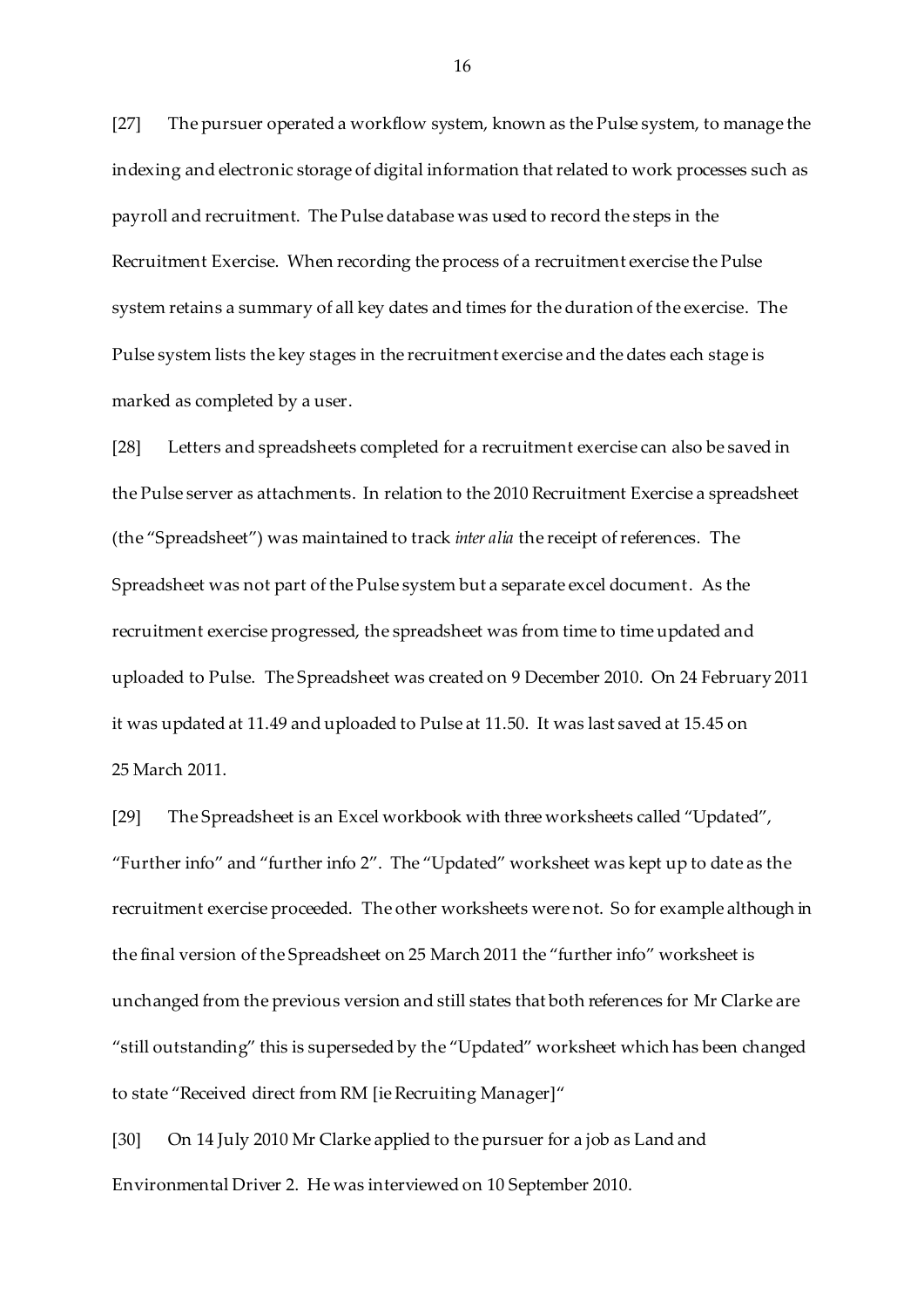[27] The pursuer operated a workflow system, known as the Pulse system, to manage the indexing and electronic storage of digital information that related to work processes such as payroll and recruitment. The Pulse database was used to record the steps in the Recruitment Exercise. When recording the process of a recruitment exercise the Pulse system retains a summary of all key dates and times for the duration of the exercise. The Pulse system lists the key stages in the recruitment exercise and the dates each stage is marked as completed by a user.

[28] Letters and spreadsheets completed for a recruitment exercise can also be saved in the Pulse server as attachments. In relation to the 2010 Recruitment Exercise a spreadsheet (the "Spreadsheet") was maintained to track *inter alia* the receipt of references. The Spreadsheet was not part of the Pulse system but a separate excel document. As the recruitment exercise progressed, the spreadsheet was from time to time updated and uploaded to Pulse. The Spreadsheet was created on 9 December 2010. On 24 February 2011 it was updated at 11.49 and uploaded to Pulse at 11.50. It was last saved at 15.45 on 25 March 2011.

[29] The Spreadsheet is an Excel workbook with three worksheets called "Updated", "Further info" and "further info 2". The "Updated" worksheet was kept up to date as the recruitment exercise proceeded. The other worksheets were not. So for example although in the final version of the Spreadsheet on 25 March 2011 the "further info" worksheet is unchanged from the previous version and still states that both references for Mr Clarke are "still outstanding" this is superseded by the "Updated" worksheet which has been changed to state "Received direct from RM [ie Recruiting Manager]"

[30] On 14 July 2010 Mr Clarke applied to the pursuer for a job as Land and Environmental Driver 2. He was interviewed on 10 September 2010.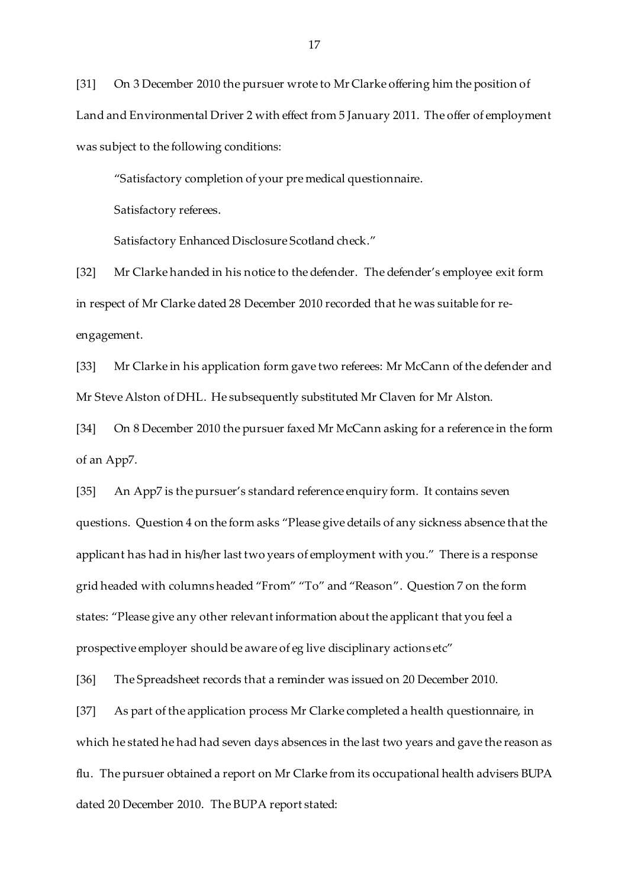[31] On 3 December 2010 the pursuer wrote to Mr Clarke offering him the position of Land and Environmental Driver 2 with effect from 5 January 2011. The offer of employment was subject to the following conditions:

> "Satisfactory completion of your pre medical questionnaire.
>
> Satisfactory referees.
>
> Satisfactory Enhanced Disclosure Scotland check."

[32] Mr Clarke handed in his notice to the defender. The defender's employee exit form in respect of Mr Clarke dated 28 December 2010 recorded that he was suitable for re-engagement.

[33] Mr Clarke in his application form gave two referees: Mr McCann of the defender and Mr Steve Alston of DHL. He subsequently substituted Mr Claven for Mr Alston.

[34] On 8 December 2010 the pursuer faxed Mr McCann asking for a reference in the form of an App7.

[35] An App7 is the pursuer's standard reference enquiry form. It contains seven questions. Question 4 on the form asks "Please give details of any sickness absence that the applicant has had in his/her last two years of employment with you." There is a response grid headed with columns headed "From" "To" and "Reason". Question 7 on the form states: "Please give any other relevant information about the applicant that you feel a prospective employer should be aware of eg live disciplinary actions etc"

[36] The Spreadsheet records that a reminder was issued on 20 December 2010.

[37] As part of the application process Mr Clarke completed a health questionnaire, in which he stated he had had seven days absences in the last two years and gave the reason as flu. The pursuer obtained a report on Mr Clarke from its occupational health advisers BUPA dated 20 December 2010. The BUPA report stated: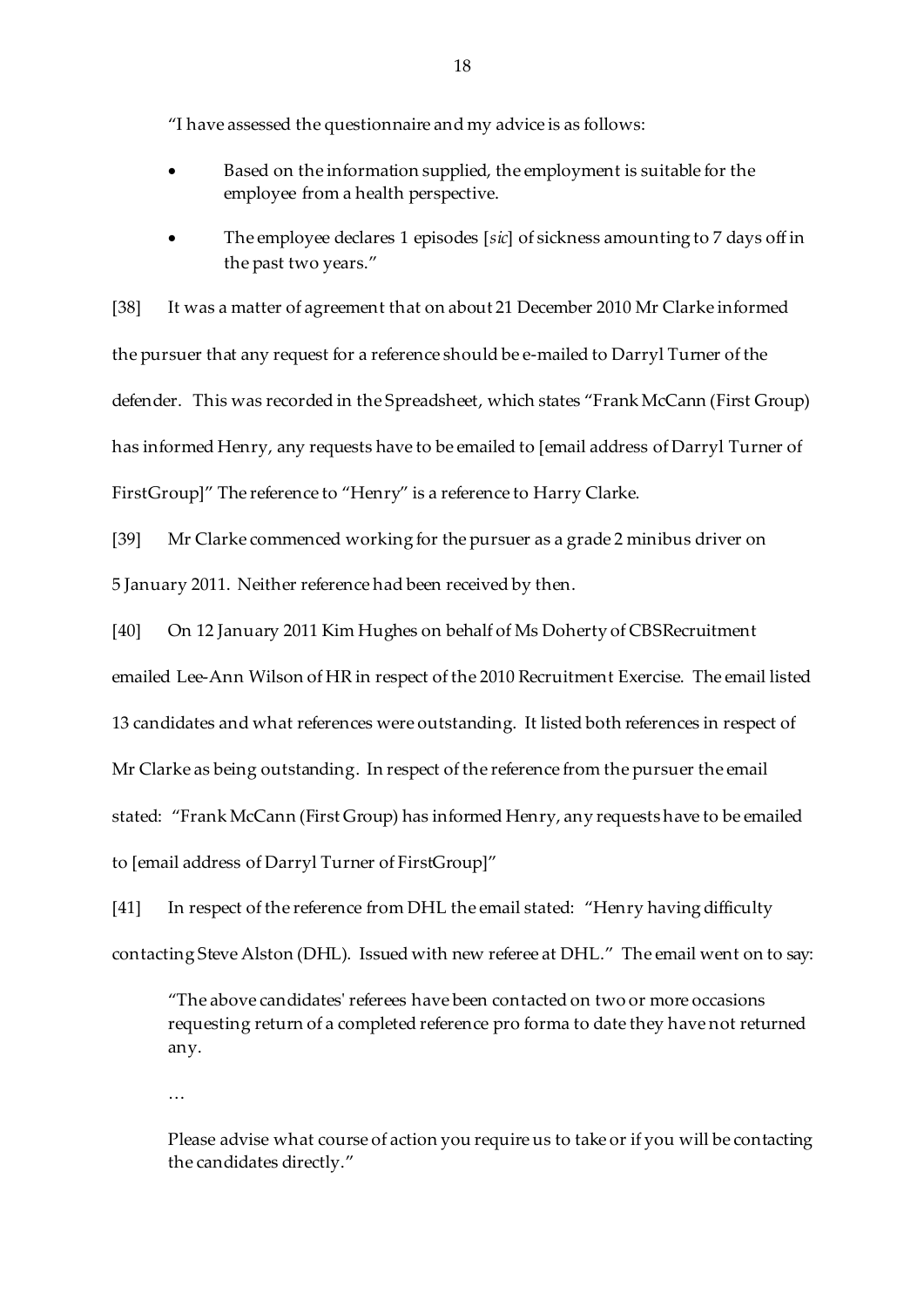"I have assessed the questionnaire and my advice is as follows:

- Based on the information supplied, the employment is suitable for the employee from a health perspective.
- The employee declares 1 episodes [*sic*] of sickness amounting to 7 days off in the past two years."

[38] It was a matter of agreement that on about 21 December 2010 Mr Clarke informed the pursuer that any request for a reference should be e-mailed to Darryl Turner of the defender. This was recorded in the Spreadsheet, which states "Frank McCann (First Group) has informed Henry, any requests have to be emailed to [email address of Darryl Turner of FirstGroup]" The reference to "Henry" is a reference to Harry Clarke.

[39] Mr Clarke commenced working for the pursuer as a grade 2 minibus driver on 5 January 2011. Neither reference had been received by then.

[40] On 12 January 2011 Kim Hughes on behalf of Ms Doherty of CBSRecruitment emailed Lee-Ann Wilson of HR in respect of the 2010 Recruitment Exercise. The email listed 13 candidates and what references were outstanding. It listed both references in respect of Mr Clarke as being outstanding. In respect of the reference from the pursuer the email stated: "Frank McCann (First Group) has informed Henry, any requests have to be emailed to [email address of Darryl Turner of FirstGroup]"

[41] In respect of the reference from DHL the email stated: "Henry having difficulty contacting Steve Alston (DHL). Issued with new referee at DHL." The email went on to say:

> "The above candidates' referees have been contacted on two or more occasions requesting return of a completed reference pro forma to date they have not returned any.
>
> …
>
> Please advise what course of action you require us to take or if you will be contacting the candidates directly."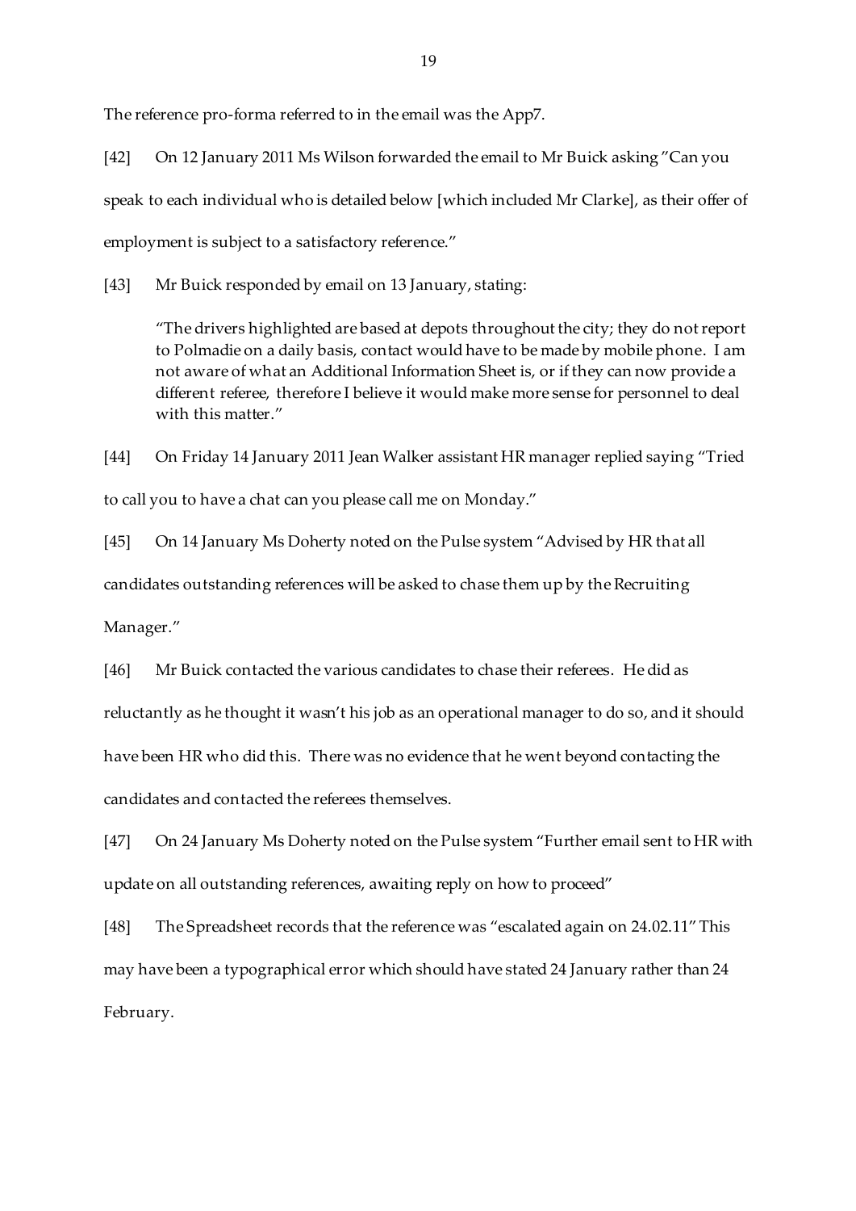The reference pro-forma referred to in the email was the App7.

[42] On 12 January 2011 Ms Wilson forwarded the email to Mr Buick asking "Can you speak to each individual who is detailed below [which included Mr Clarke], as their offer of employment is subject to a satisfactory reference."

[43] Mr Buick responded by email on 13 January, stating:

> "The drivers highlighted are based at depots throughout the city; they do not report to Polmadie on a daily basis, contact would have to be made by mobile phone. I am not aware of what an Additional Information Sheet is, or if they can now provide a different referee, therefore I believe it would make more sense for personnel to deal with this matter."

[44] On Friday 14 January 2011 Jean Walker assistant HR manager replied saying "Tried to call you to have a chat can you please call me on Monday."

[45] On 14 January Ms Doherty noted on the Pulse system "Advised by HR that all candidates outstanding references will be asked to chase them up by the Recruiting Manager."

[46] Mr Buick contacted the various candidates to chase their referees. He did as reluctantly as he thought it wasn't his job as an operational manager to do so, and it should have been HR who did this. There was no evidence that he went beyond contacting the candidates and contacted the referees themselves.

[47] On 24 January Ms Doherty noted on the Pulse system "Further email sent to HR with update on all outstanding references, awaiting reply on how to proceed"

[48] The Spreadsheet records that the reference was "escalated again on 24.02.11" This may have been a typographical error which should have stated 24 January rather than 24 February.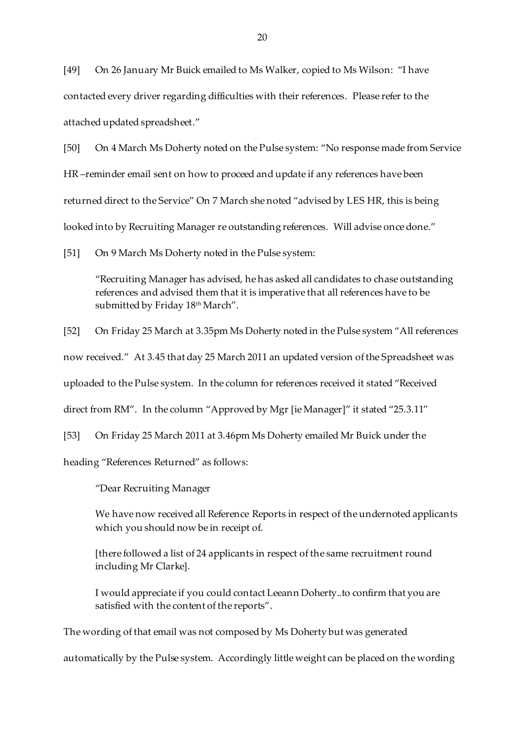[49] On 26 January Mr Buick emailed to Ms Walker, copied to Ms Wilson: "I have contacted every driver regarding difficulties with their references. Please refer to the attached updated spreadsheet."

[50] On 4 March Ms Doherty noted on the Pulse system: "No response made from Service HR –reminder email sent on how to proceed and update if any references have been returned direct to the Service" On 7 March she noted "advised by LES HR, this is being looked into by Recruiting Manager re outstanding references. Will advise once done."

[51] On 9 March Ms Doherty noted in the Pulse system:

> "Recruiting Manager has advised, he has asked all candidates to chase outstanding references and advised them that it is imperative that all references have to be submitted by Friday 18th March".

[52] On Friday 25 March at 3.35pm Ms Doherty noted in the Pulse system "All references now received." At 3.45 that day 25 March 2011 an updated version of the Spreadsheet was uploaded to the Pulse system. In the column for references received it stated "Received direct from RM". In the column "Approved by Mgr [ie Manager]" it stated "25.3.11"

[53] On Friday 25 March 2011 at 3.46pm Ms Doherty emailed Mr Buick under the heading "References Returned" as follows:

> "Dear Recruiting Manager
>
> We have now received all Reference Reports in respect of the undernoted applicants which you should now be in receipt of.
>
> [there followed a list of 24 applicants in respect of the same recruitment round including Mr Clarke].
>
> I would appreciate if you could contact Leeann Doherty..to confirm that you are satisfied with the content of the reports".

The wording of that email was not composed by Ms Doherty but was generated automatically by the Pulse system. Accordingly little weight can be placed on the wording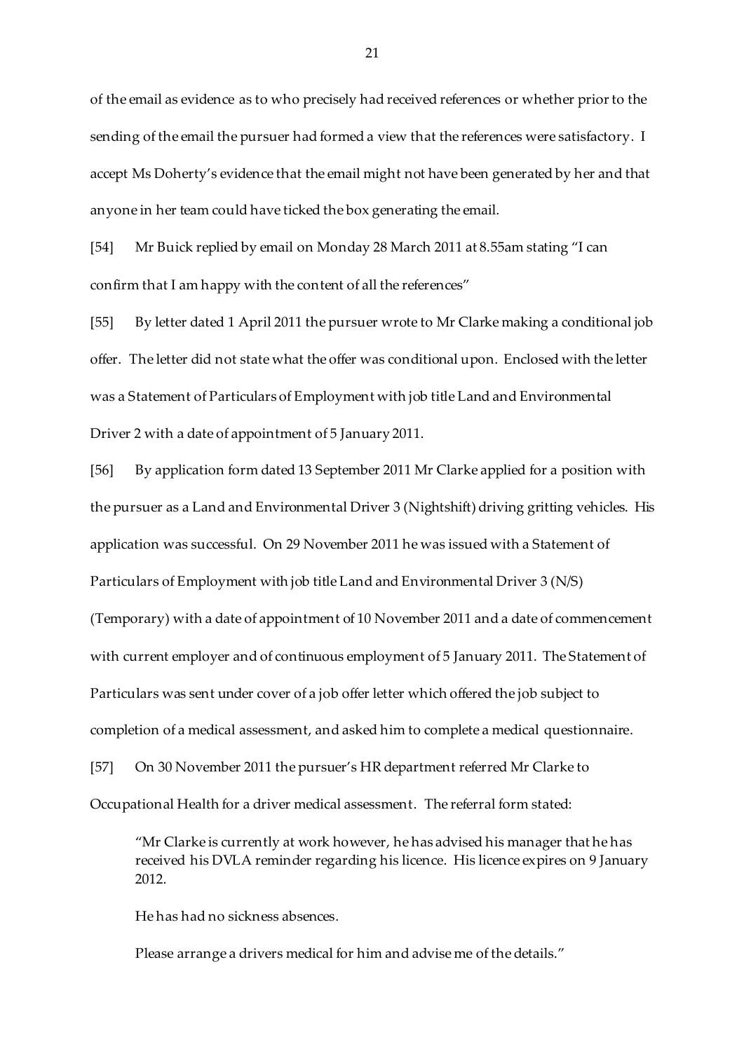of the email as evidence as to who precisely had received references or whether prior to the sending of the email the pursuer had formed a view that the references were satisfactory. I accept Ms Doherty's evidence that the email might not have been generated by her and that anyone in her team could have ticked the box generating the email.

[54] Mr Buick replied by email on Monday 28 March 2011 at 8.55am stating "I can confirm that I am happy with the content of all the references"

[55] By letter dated 1 April 2011 the pursuer wrote to Mr Clarke making a conditional job offer. The letter did not state what the offer was conditional upon. Enclosed with the letter was a Statement of Particulars of Employment with job title Land and Environmental Driver 2 with a date of appointment of 5 January 2011.

[56] By application form dated 13 September 2011 Mr Clarke applied for a position with the pursuer as a Land and Environmental Driver 3 (Nightshift) driving gritting vehicles. His application was successful. On 29 November 2011 he was issued with a Statement of Particulars of Employment with job title Land and Environmental Driver 3 (N/S) (Temporary) with a date of appointment of 10 November 2011 and a date of commencement with current employer and of continuous employment of 5 January 2011. The Statement of Particulars was sent under cover of a job offer letter which offered the job subject to completion of a medical assessment, and asked him to complete a medical questionnaire.

[57] On 30 November 2011 the pursuer's HR department referred Mr Clarke to Occupational Health for a driver medical assessment. The referral form stated:

> "Mr Clarke is currently at work however, he has advised his manager that he has received his DVLA reminder regarding his licence. His licence expires on 9 January 2012.
>
> He has had no sickness absences.
>
> Please arrange a drivers medical for him and advise me of the details."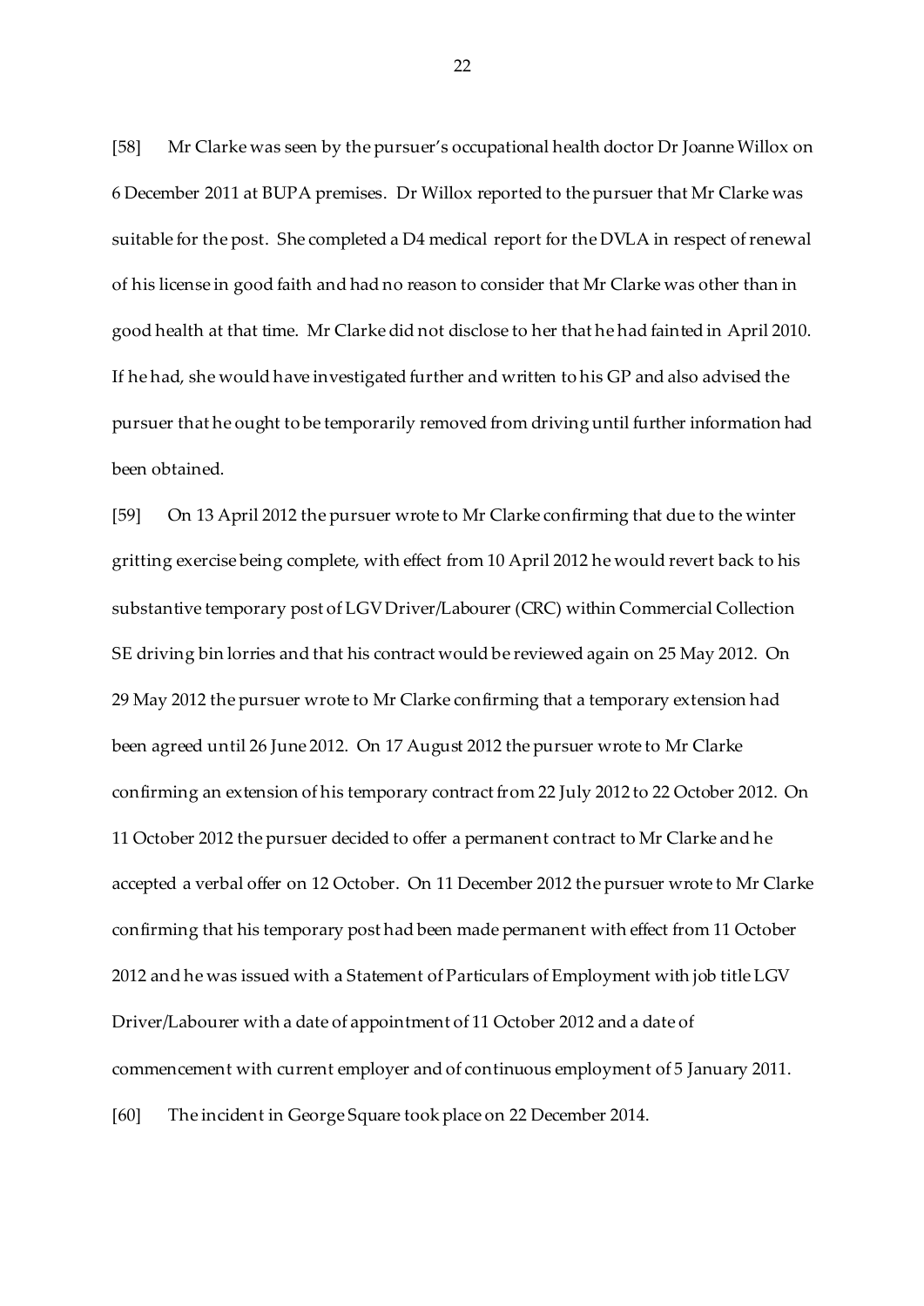[58] Mr Clarke was seen by the pursuer's occupational health doctor Dr Joanne Willox on 6 December 2011 at BUPA premises. Dr Willox reported to the pursuer that Mr Clarke was suitable for the post. She completed a D4 medical report for the DVLA in respect of renewal of his license in good faith and had no reason to consider that Mr Clarke was other than in good health at that time. Mr Clarke did not disclose to her that he had fainted in April 2010. If he had, she would have investigated further and written to his GP and also advised the pursuer that he ought to be temporarily removed from driving until further information had been obtained.

[59] On 13 April 2012 the pursuer wrote to Mr Clarke confirming that due to the winter gritting exercise being complete, with effect from 10 April 2012 he would revert back to his substantive temporary post of LGV Driver/Labourer (CRC) within Commercial Collection SE driving bin lorries and that his contract would be reviewed again on 25 May 2012. On 29 May 2012 the pursuer wrote to Mr Clarke confirming that a temporary extension had been agreed until 26 June 2012. On 17 August 2012 the pursuer wrote to Mr Clarke confirming an extension of his temporary contract from 22 July 2012 to 22 October 2012. On 11 October 2012 the pursuer decided to offer a permanent contract to Mr Clarke and he accepted a verbal offer on 12 October. On 11 December 2012 the pursuer wrote to Mr Clarke confirming that his temporary post had been made permanent with effect from 11 October 2012 and he was issued with a Statement of Particulars of Employment with job title LGV Driver/Labourer with a date of appointment of 11 October 2012 and a date of commencement with current employer and of continuous employment of 5 January 2011.

[60] The incident in George Square took place on 22 December 2014.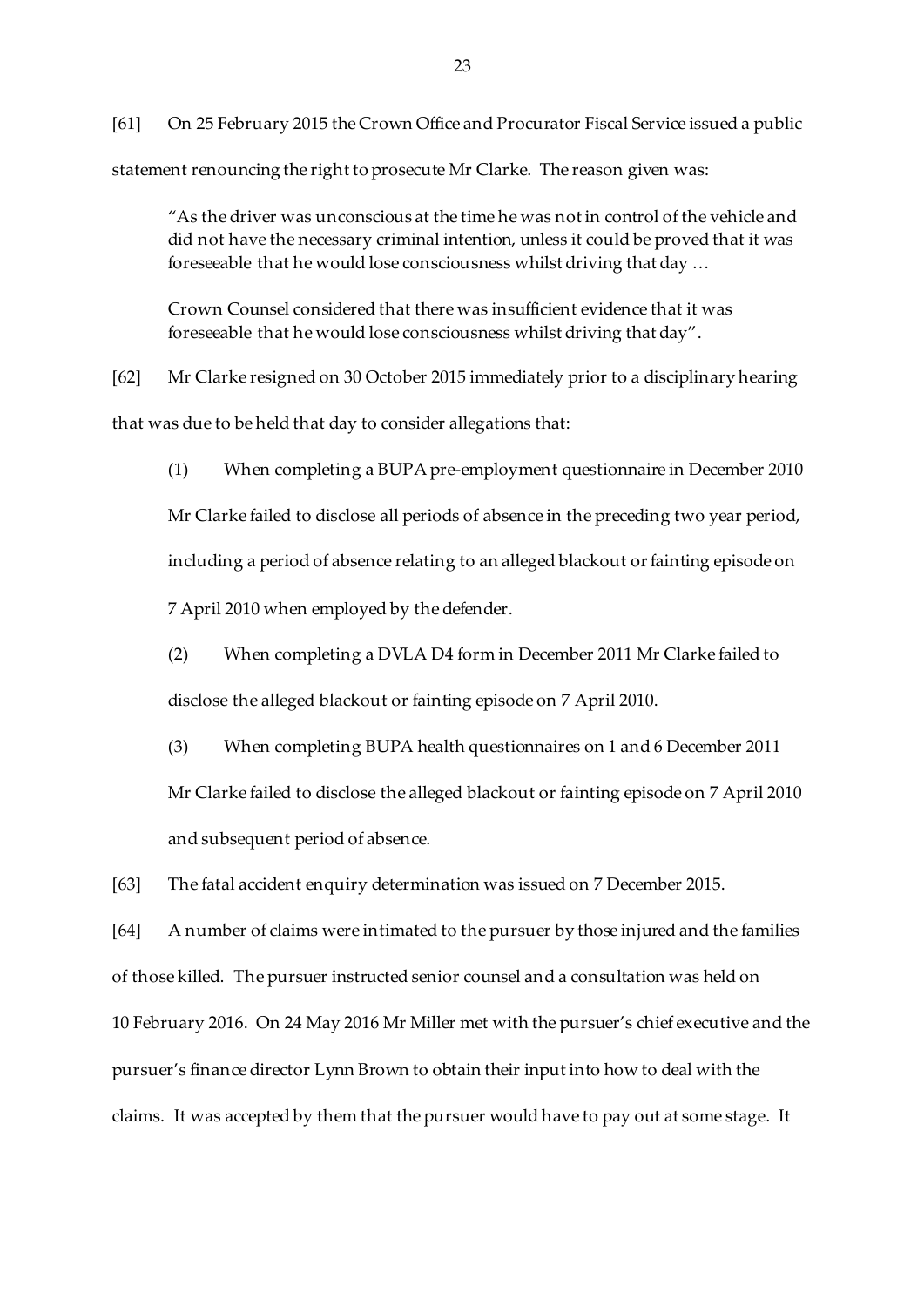[61] On 25 February 2015 the Crown Office and Procurator Fiscal Service issued a public statement renouncing the right to prosecute Mr Clarke. The reason given was:

> "As the driver was unconscious at the time he was not in control of the vehicle and did not have the necessary criminal intention, unless it could be proved that it was foreseeable that he would lose consciousness whilst driving that day …
>
> Crown Counsel considered that there was insufficient evidence that it was foreseeable that he would lose consciousness whilst driving that day".

[62] Mr Clarke resigned on 30 October 2015 immediately prior to a disciplinary hearing that was due to be held that day to consider allegations that:

> (1) When completing a BUPA pre-employment questionnaire in December 2010 Mr Clarke failed to disclose all periods of absence in the preceding two year period, including a period of absence relating to an alleged blackout or fainting episode on 7 April 2010 when employed by the defender.
>
> (2) When completing a DVLA D4 form in December 2011 Mr Clarke failed to disclose the alleged blackout or fainting episode on 7 April 2010.
>
> (3) When completing BUPA health questionnaires on 1 and 6 December 2011 Mr Clarke failed to disclose the alleged blackout or fainting episode on 7 April 2010 and subsequent period of absence.

[63] The fatal accident enquiry determination was issued on 7 December 2015.

[64] A number of claims were intimated to the pursuer by those injured and the families of those killed. The pursuer instructed senior counsel and a consultation was held on 10 February 2016. On 24 May 2016 Mr Miller met with the pursuer's chief executive and the pursuer's finance director Lynn Brown to obtain their input into how to deal with the claims. It was accepted by them that the pursuer would have to pay out at some stage. It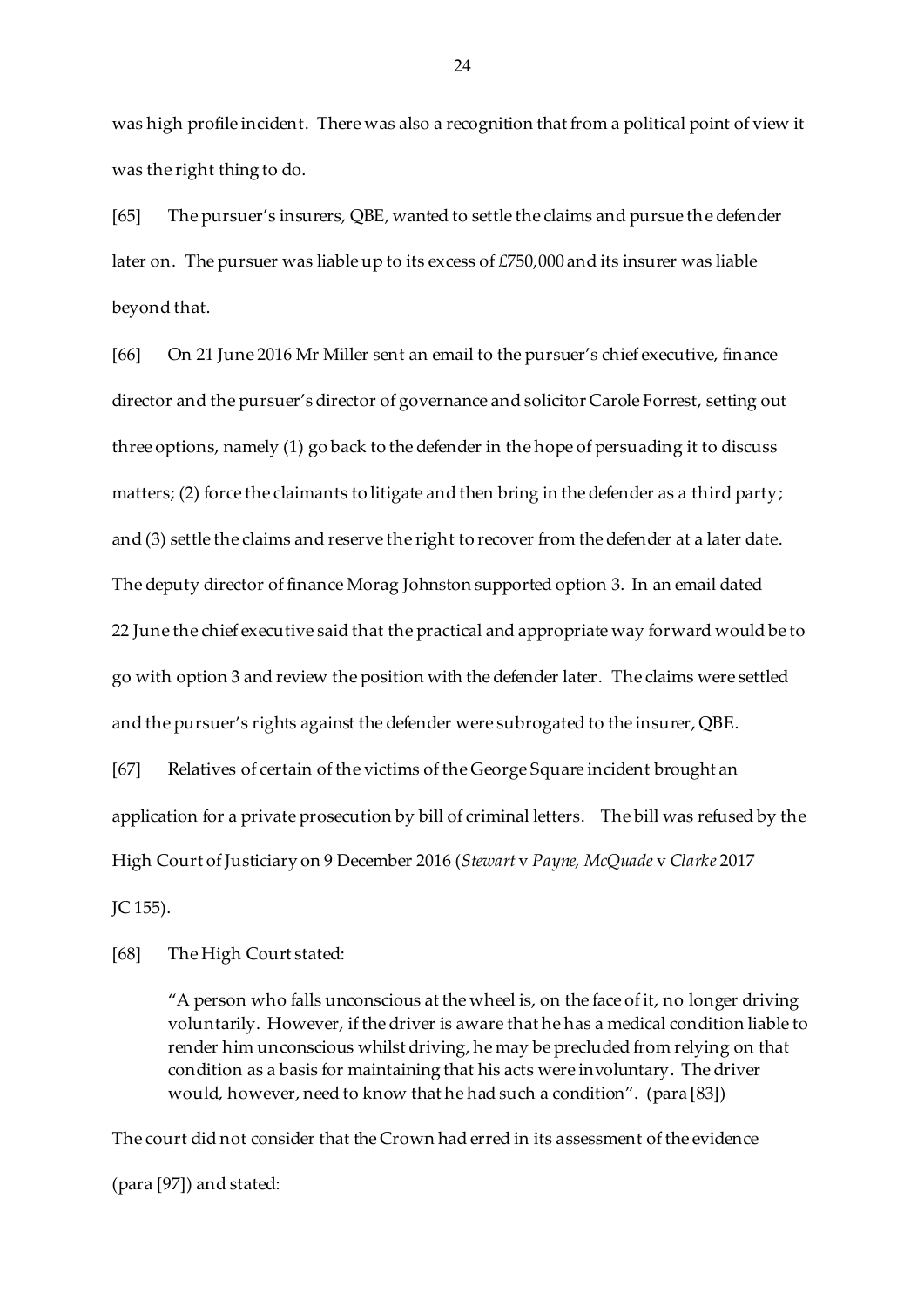was high profile incident. There was also a recognition that from a political point of view it was the right thing to do.

[65] The pursuer's insurers, QBE, wanted to settle the claims and pursue the defender later on. The pursuer was liable up to its excess of £750,000 and its insurer was liable beyond that.

[66] On 21 June 2016 Mr Miller sent an email to the pursuer's chief executive, finance director and the pursuer's director of governance and solicitor Carole Forrest, setting out three options, namely (1) go back to the defender in the hope of persuading it to discuss matters; (2) force the claimants to litigate and then bring in the defender as a third party; and (3) settle the claims and reserve the right to recover from the defender at a later date. The deputy director of finance Morag Johnston supported option 3. In an email dated 22 June the chief executive said that the practical and appropriate way forward would be to go with option 3 and review the position with the defender later. The claims were settled and the pursuer's rights against the defender were subrogated to the insurer, QBE.

[67] Relatives of certain of the victims of the George Square incident brought an application for a private prosecution by bill of criminal letters. The bill was refused by the High Court of Justiciary on 9 December 2016 (*Stewart* v *Payne, McQuade* v *Clarke* 2017 JC 155).

[68] The High Court stated:

> "A person who falls unconscious at the wheel is, on the face of it, no longer driving voluntarily. However, if the driver is aware that he has a medical condition liable to render him unconscious whilst driving, he may be precluded from relying on that condition as a basis for maintaining that his acts were involuntary. The driver would, however, need to know that he had such a condition". (para [83])

The court did not consider that the Crown had erred in its assessment of the evidence (para [97]) and stated: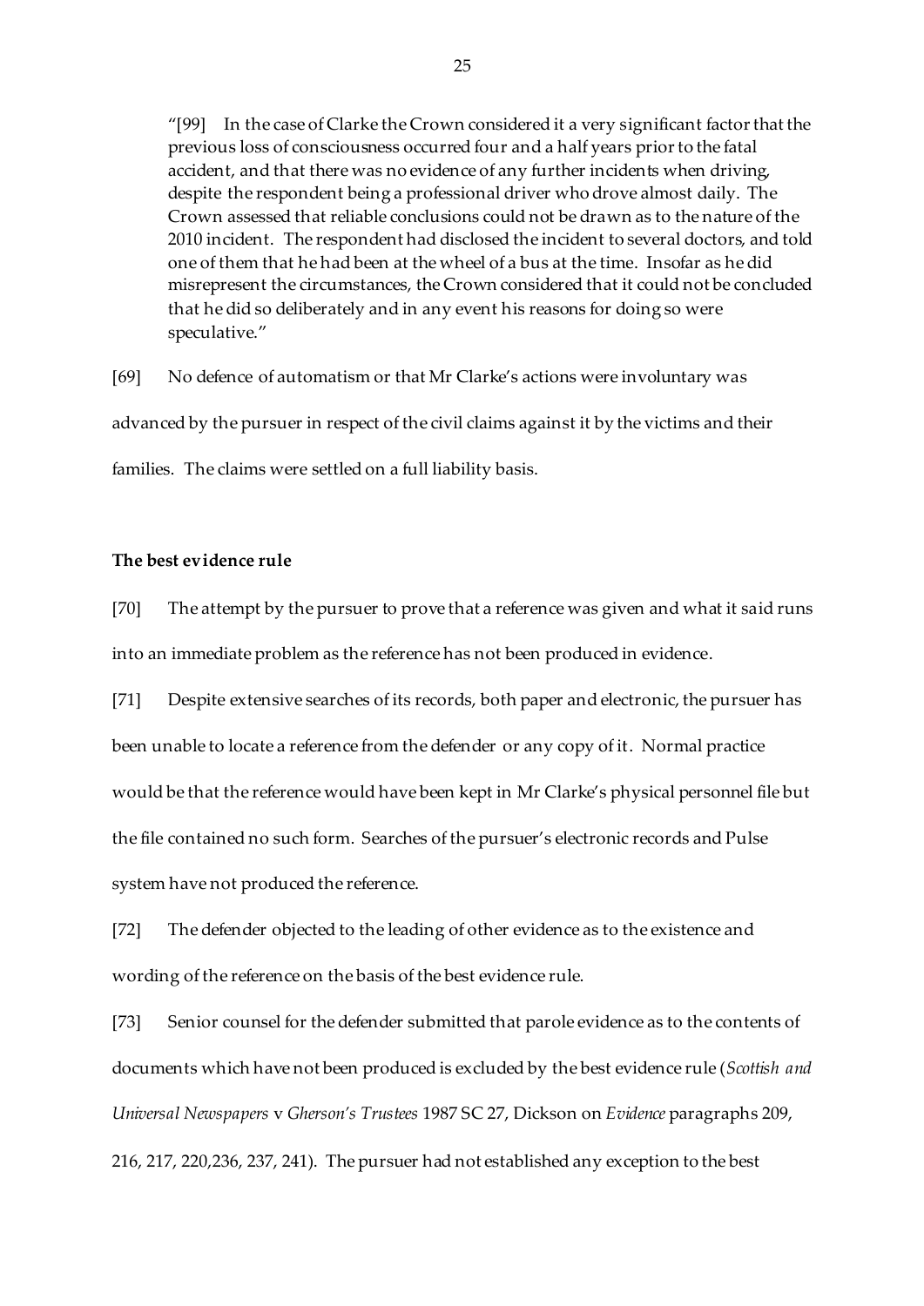"[99] In the case of Clarke the Crown considered it a very significant factor that the previous loss of consciousness occurred four and a half years prior to the fatal accident, and that there was no evidence of any further incidents when driving, despite the respondent being a professional driver who drove almost daily. The Crown assessed that reliable conclusions could not be drawn as to the nature of the 2010 incident. The respondent had disclosed the incident to several doctors, and told one of them that he had been at the wheel of a bus at the time. Insofar as he did misrepresent the circumstances, the Crown considered that it could not be concluded that he did so deliberately and in any event his reasons for doing so were speculative."

[69] No defence of automatism or that Mr Clarke's actions were involuntary was advanced by the pursuer in respect of the civil claims against it by the victims and their families. The claims were settled on a full liability basis.

**The best evidence rule**

[70] The attempt by the pursuer to prove that a reference was given and what it said runs into an immediate problem as the reference has not been produced in evidence.

[71] Despite extensive searches of its records, both paper and electronic, the pursuer has been unable to locate a reference from the defender or any copy of it. Normal practice would be that the reference would have been kept in Mr Clarke's physical personnel file but the file contained no such form. Searches of the pursuer's electronic records and Pulse system have not produced the reference.

[72] The defender objected to the leading of other evidence as to the existence and wording of the reference on the basis of the best evidence rule.

[73] Senior counsel for the defender submitted that parole evidence as to the contents of documents which have not been produced is excluded by the best evidence rule (*Scottish and Universal Newspapers* v *Gherson's Trustees* 1987 SC 27, Dickson on *Evidence* paragraphs 209, 216, 217, 220,236, 237, 241). The pursuer had not established any exception to the best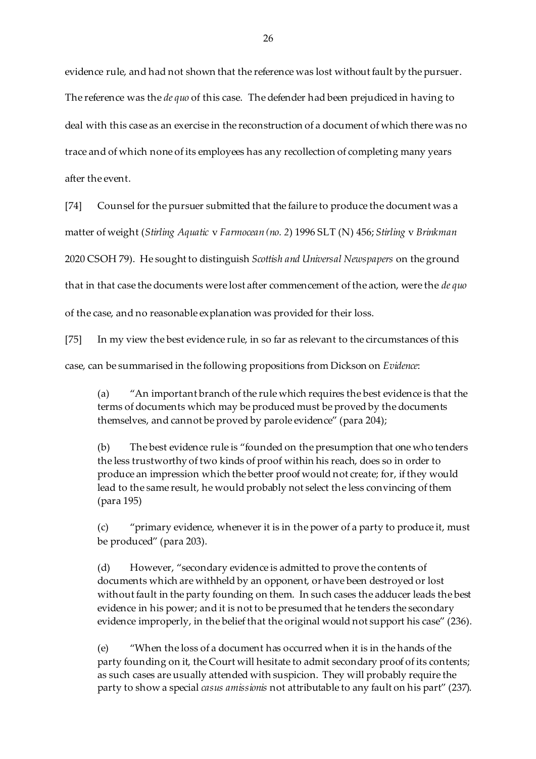evidence rule, and had not shown that the reference was lost without fault by the pursuer. The reference was the *de quo* of this case. The defender had been prejudiced in having to deal with this case as an exercise in the reconstruction of a document of which there was no trace and of which none of its employees has any recollection of completing many years after the event.

[74] Counsel for the pursuer submitted that the failure to produce the document was a matter of weight (*Stirling Aquatic* v *Farmocean (no. 2*) 1996 SLT (N) 456; *Stirling* v *Brinkman* 2020 CSOH 79). He sought to distinguish *Scottish and Universal Newspapers* on the ground that in that case the documents were lost after commencement of the action, were the *de quo* of the case, and no reasonable explanation was provided for their loss.

[75] In my view the best evidence rule, in so far as relevant to the circumstances of this case, can be summarised in the following propositions from Dickson on *Evidence*:

> (a) "An important branch of the rule which requires the best evidence is that the terms of documents which may be produced must be proved by the documents themselves, and cannot be proved by parole evidence" (para 204);
>
> (b) The best evidence rule is "founded on the presumption that one who tenders the less trustworthy of two kinds of proof within his reach, does so in order to produce an impression which the better proof would not create; for, if they would lead to the same result, he would probably not select the less convincing of them (para 195)
>
> (c) "primary evidence, whenever it is in the power of a party to produce it, must be produced" (para 203).
>
> (d) However, "secondary evidence is admitted to prove the contents of documents which are withheld by an opponent, or have been destroyed or lost without fault in the party founding on them. In such cases the adducer leads the best evidence in his power; and it is not to be presumed that he tenders the secondary evidence improperly, in the belief that the original would not support his case" (236).
>
> (e) "When the loss of a document has occurred when it is in the hands of the party founding on it, the Court will hesitate to admit secondary proof of its contents; as such cases are usually attended with suspicion. They will probably require the party to show a special *casus amissionis* not attributable to any fault on his part" (237).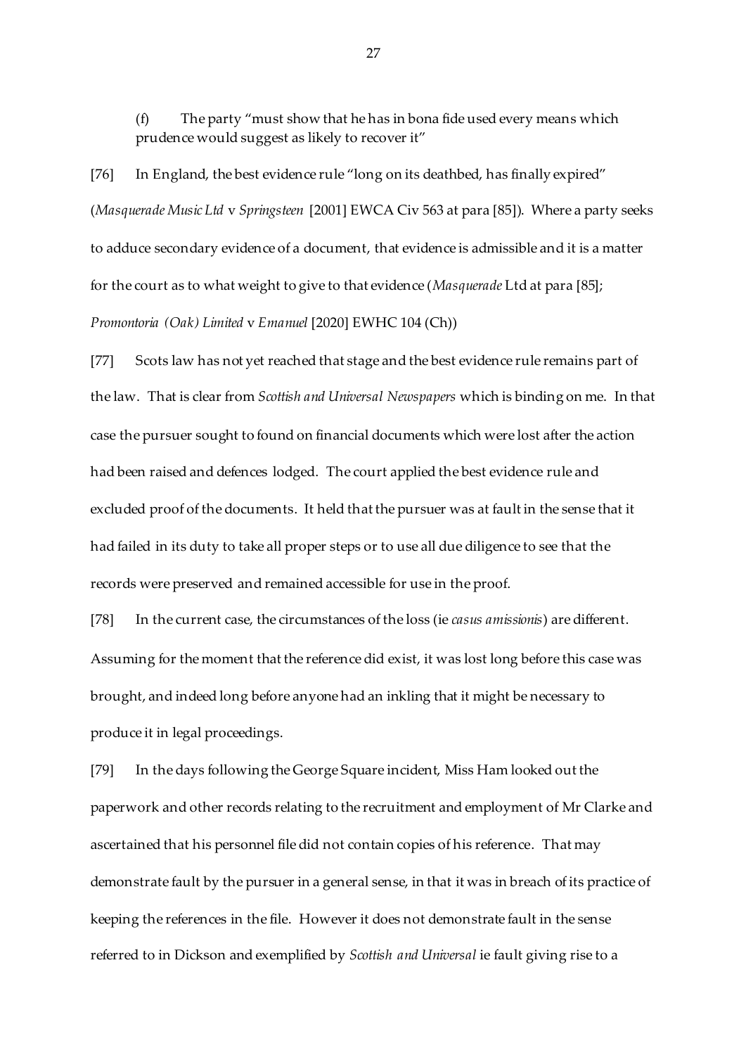(f) The party "must show that he has in bona fide used every means which prudence would suggest as likely to recover it"

[76] In England, the best evidence rule "long on its deathbed, has finally expired" (*Masquerade Music Ltd* v *Springsteen* [2001] EWCA Civ 563 at para [85]). Where a party seeks to adduce secondary evidence of a document, that evidence is admissible and it is a matter for the court as to what weight to give to that evidence (*Masquerade* Ltd at para [85]; *Promontoria (Oak) Limited* v *Emanuel* [2020] EWHC 104 (Ch))

[77] Scots law has not yet reached that stage and the best evidence rule remains part of the law. That is clear from *Scottish and Universal Newspapers* which is binding on me. In that case the pursuer sought to found on financial documents which were lost after the action had been raised and defences lodged. The court applied the best evidence rule and excluded proof of the documents. It held that the pursuer was at fault in the sense that it had failed in its duty to take all proper steps or to use all due diligence to see that the records were preserved and remained accessible for use in the proof.

[78] In the current case, the circumstances of the loss (ie *casus amissionis*) are different. Assuming for the moment that the reference did exist, it was lost long before this case was brought, and indeed long before anyone had an inkling that it might be necessary to produce it in legal proceedings.

[79] In the days following the George Square incident, Miss Ham looked out the paperwork and other records relating to the recruitment and employment of Mr Clarke and ascertained that his personnel file did not contain copies of his reference. That may demonstrate fault by the pursuer in a general sense, in that it was in breach of its practice of keeping the references in the file. However it does not demonstrate fault in the sense referred to in Dickson and exemplified by *Scottish and Universal* ie fault giving rise to a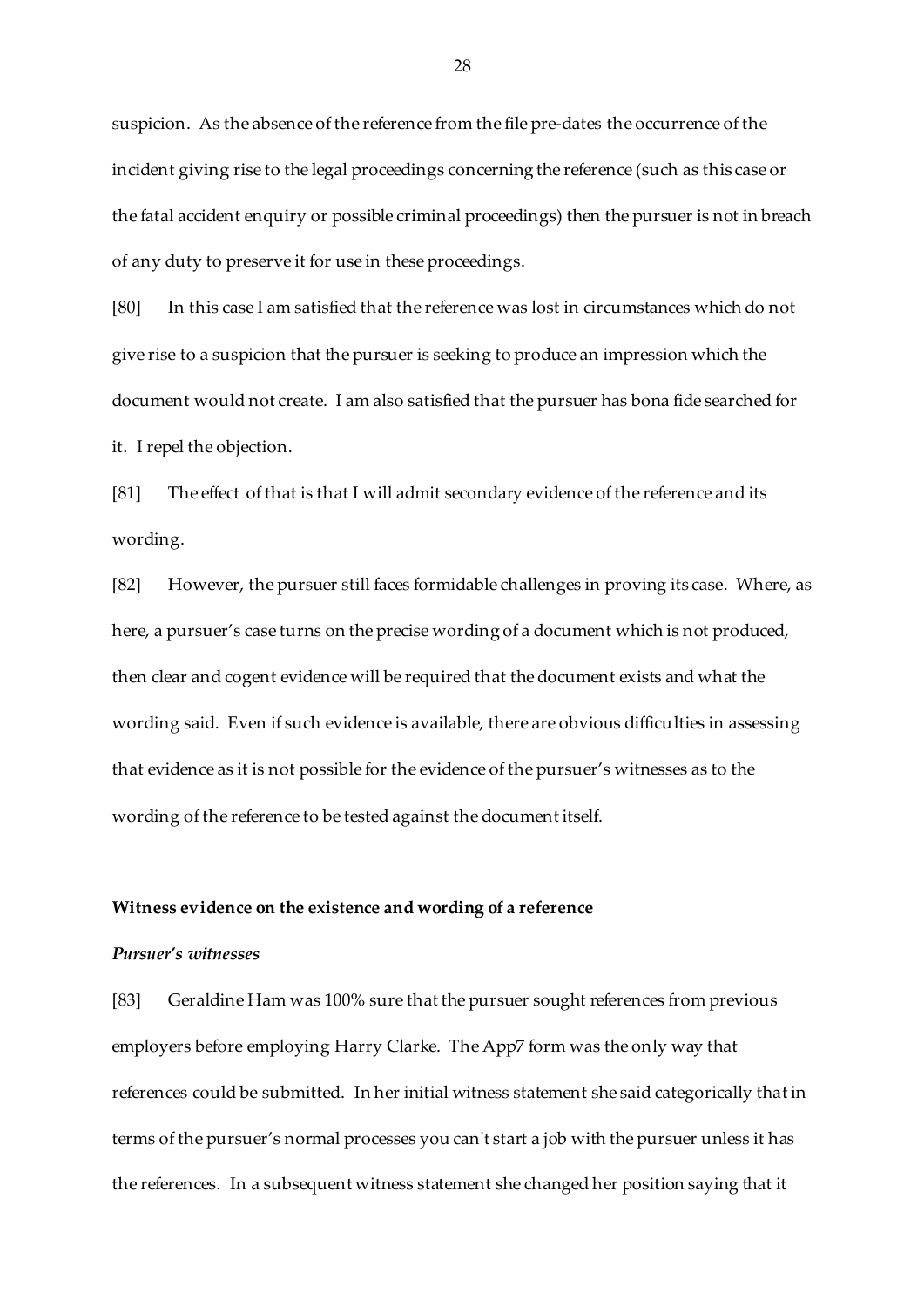suspicion. As the absence of the reference from the file pre-dates the occurrence of the incident giving rise to the legal proceedings concerning the reference (such as this case or the fatal accident enquiry or possible criminal proceedings) then the pursuer is not in breach of any duty to preserve it for use in these proceedings.

[80] In this case I am satisfied that the reference was lost in circumstances which do not give rise to a suspicion that the pursuer is seeking to produce an impression which the document would not create. I am also satisfied that the pursuer has bona fide searched for it. I repel the objection.

[81] The effect of that is that I will admit secondary evidence of the reference and its wording.

[82] However, the pursuer still faces formidable challenges in proving its case. Where, as here, a pursuer's case turns on the precise wording of a document which is not produced, then clear and cogent evidence will be required that the document exists and what the wording said. Even if such evidence is available, there are obvious difficulties in assessing that evidence as it is not possible for the evidence of the pursuer's witnesses as to the wording of the reference to be tested against the document itself.

**Witness evidence on the existence and wording of a reference**

***Pursuer's witnesses***

[83] Geraldine Ham was 100% sure that the pursuer sought references from previous employers before employing Harry Clarke. The App7 form was the only way that references could be submitted. In her initial witness statement she said categorically that in terms of the pursuer's normal processes you can't start a job with the pursuer unless it has the references. In a subsequent witness statement she changed her position saying that it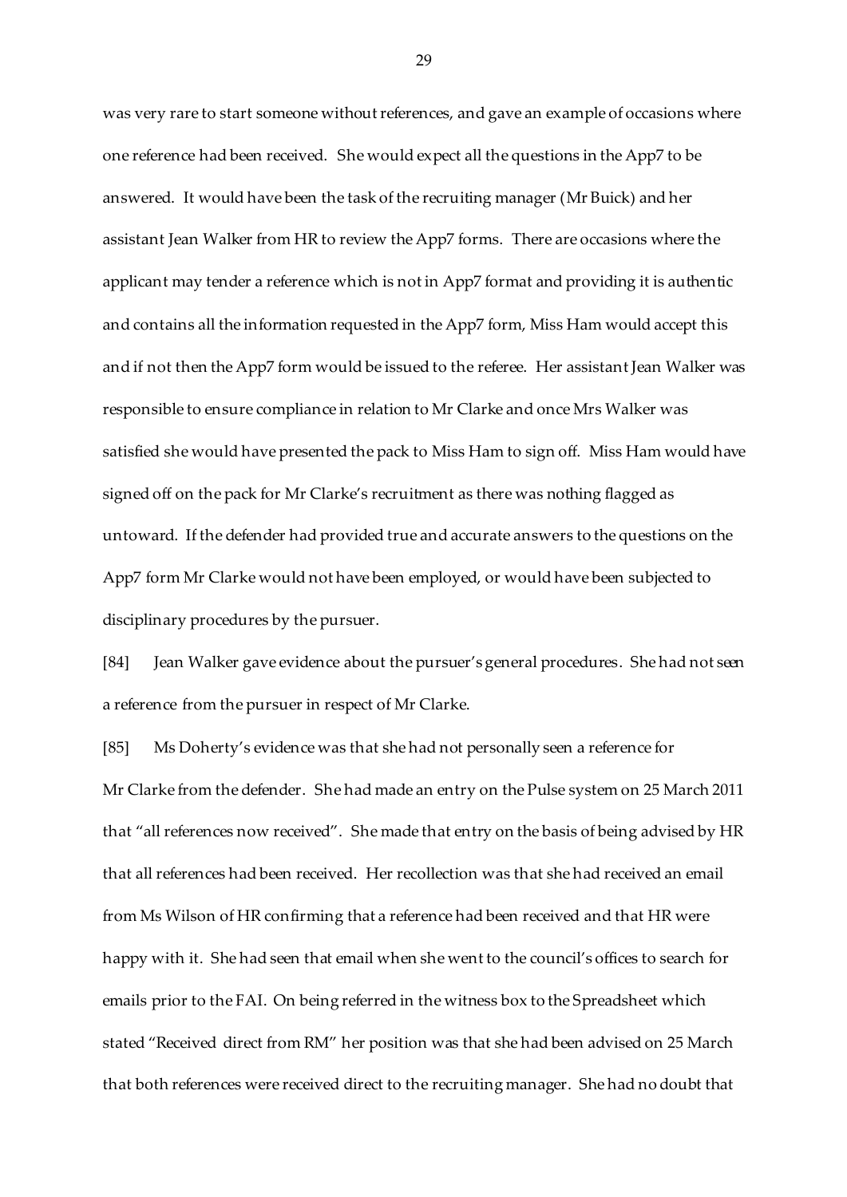was very rare to start someone without references, and gave an example of occasions where one reference had been received. She would expect all the questions in the App7 to be answered. It would have been the task of the recruiting manager (Mr Buick) and her assistant Jean Walker from HR to review the App7 forms. There are occasions where the applicant may tender a reference which is not in App7 format and providing it is authentic and contains all the information requested in the App7 form, Miss Ham would accept this and if not then the App7 form would be issued to the referee. Her assistant Jean Walker was responsible to ensure compliance in relation to Mr Clarke and once Mrs Walker was satisfied she would have presented the pack to Miss Ham to sign off. Miss Ham would have signed off on the pack for Mr Clarke's recruitment as there was nothing flagged as untoward. If the defender had provided true and accurate answers to the questions on the App7 form Mr Clarke would not have been employed, or would have been subjected to disciplinary procedures by the pursuer.

[84] Jean Walker gave evidence about the pursuer's general procedures. She had not seen a reference from the pursuer in respect of Mr Clarke.

[85] Ms Doherty's evidence was that she had not personally seen a reference for Mr Clarke from the defender. She had made an entry on the Pulse system on 25 March 2011 that "all references now received". She made that entry on the basis of being advised by HR that all references had been received. Her recollection was that she had received an email from Ms Wilson of HR confirming that a reference had been received and that HR were happy with it. She had seen that email when she went to the council's offices to search for emails prior to the FAI. On being referred in the witness box to the Spreadsheet which stated "Received direct from RM" her position was that she had been advised on 25 March that both references were received direct to the recruiting manager. She had no doubt that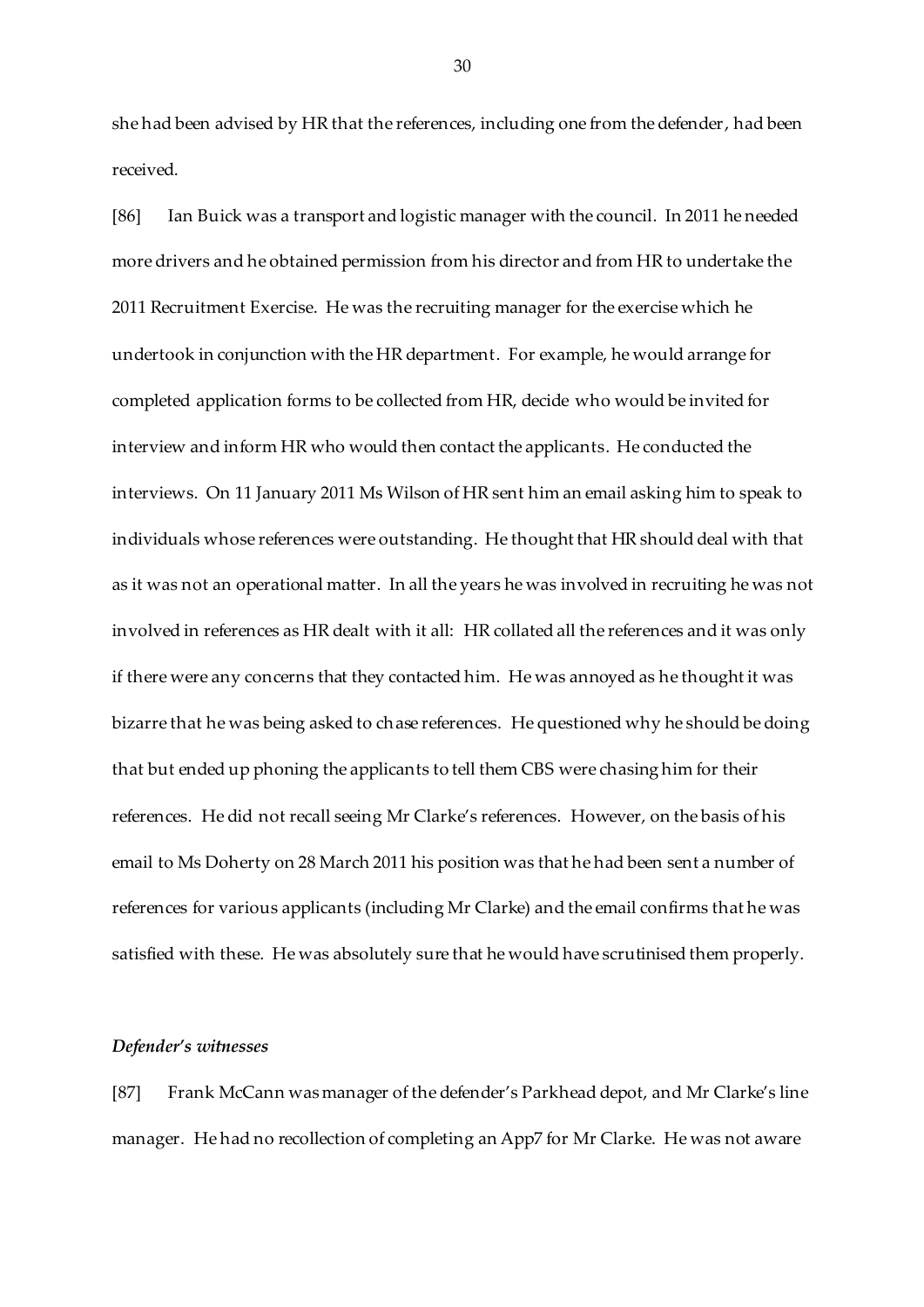she had been advised by HR that the references, including one from the defender, had been received.

[86] Ian Buick was a transport and logistic manager with the council. In 2011 he needed more drivers and he obtained permission from his director and from HR to undertake the 2011 Recruitment Exercise. He was the recruiting manager for the exercise which he undertook in conjunction with the HR department. For example, he would arrange for completed application forms to be collected from HR, decide who would be invited for interview and inform HR who would then contact the applicants. He conducted the interviews. On 11 January 2011 Ms Wilson of HR sent him an email asking him to speak to individuals whose references were outstanding. He thought that HR should deal with that as it was not an operational matter. In all the years he was involved in recruiting he was not involved in references as HR dealt with it all: HR collated all the references and it was only if there were any concerns that they contacted him. He was annoyed as he thought it was bizarre that he was being asked to chase references. He questioned why he should be doing that but ended up phoning the applicants to tell them CBS were chasing him for their references. He did not recall seeing Mr Clarke's references. However, on the basis of his email to Ms Doherty on 28 March 2011 his position was that he had been sent a number of references for various applicants (including Mr Clarke) and the email confirms that he was satisfied with these. He was absolutely sure that he would have scrutinised them properly.

### *Defender's witnesses*

[87] Frank McCann was manager of the defender's Parkhead depot, and Mr Clarke's line manager. He had no recollection of completing an App7 for Mr Clarke. He was not aware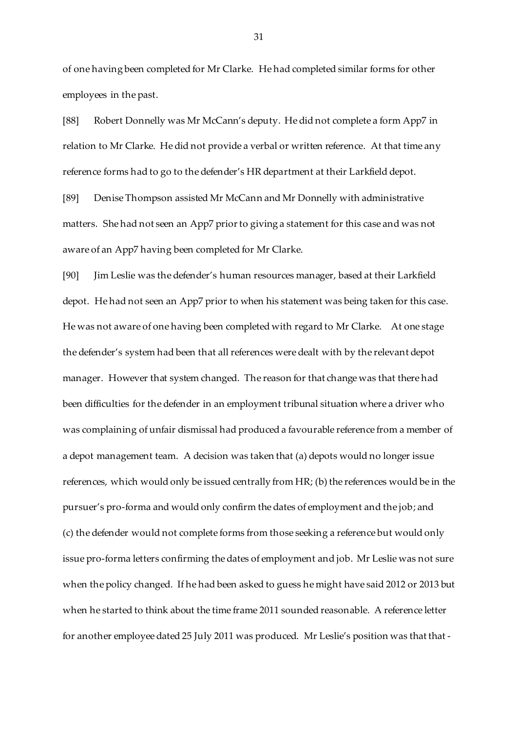of one having been completed for Mr Clarke. He had completed similar forms for other employees in the past.

[88] Robert Donnelly was Mr McCann's deputy. He did not complete a form App7 in relation to Mr Clarke. He did not provide a verbal or written reference. At that time any reference forms had to go to the defender's HR department at their Larkfield depot.

[89] Denise Thompson assisted Mr McCann and Mr Donnelly with administrative matters. She had not seen an App7 prior to giving a statement for this case and was not aware of an App7 having been completed for Mr Clarke.

[90] Jim Leslie was the defender's human resources manager, based at their Larkfield depot. He had not seen an App7 prior to when his statement was being taken for this case. He was not aware of one having been completed with regard to Mr Clarke. At one stage the defender's system had been that all references were dealt with by the relevant depot manager. However that system changed. The reason for that change was that there had been difficulties for the defender in an employment tribunal situation where a driver who was complaining of unfair dismissal had produced a favourable reference from a member of a depot management team. A decision was taken that (a) depots would no longer issue references, which would only be issued centrally from HR; (b) the references would be in the pursuer's pro-forma and would only confirm the dates of employment and the job; and (c) the defender would not complete forms from those seeking a reference but would only issue pro-forma letters confirming the dates of employment and job. Mr Leslie was not sure when the policy changed. If he had been asked to guess he might have said 2012 or 2013 but when he started to think about the time frame 2011 sounded reasonable. A reference letter for another employee dated 25 July 2011 was produced. Mr Leslie's position was that that -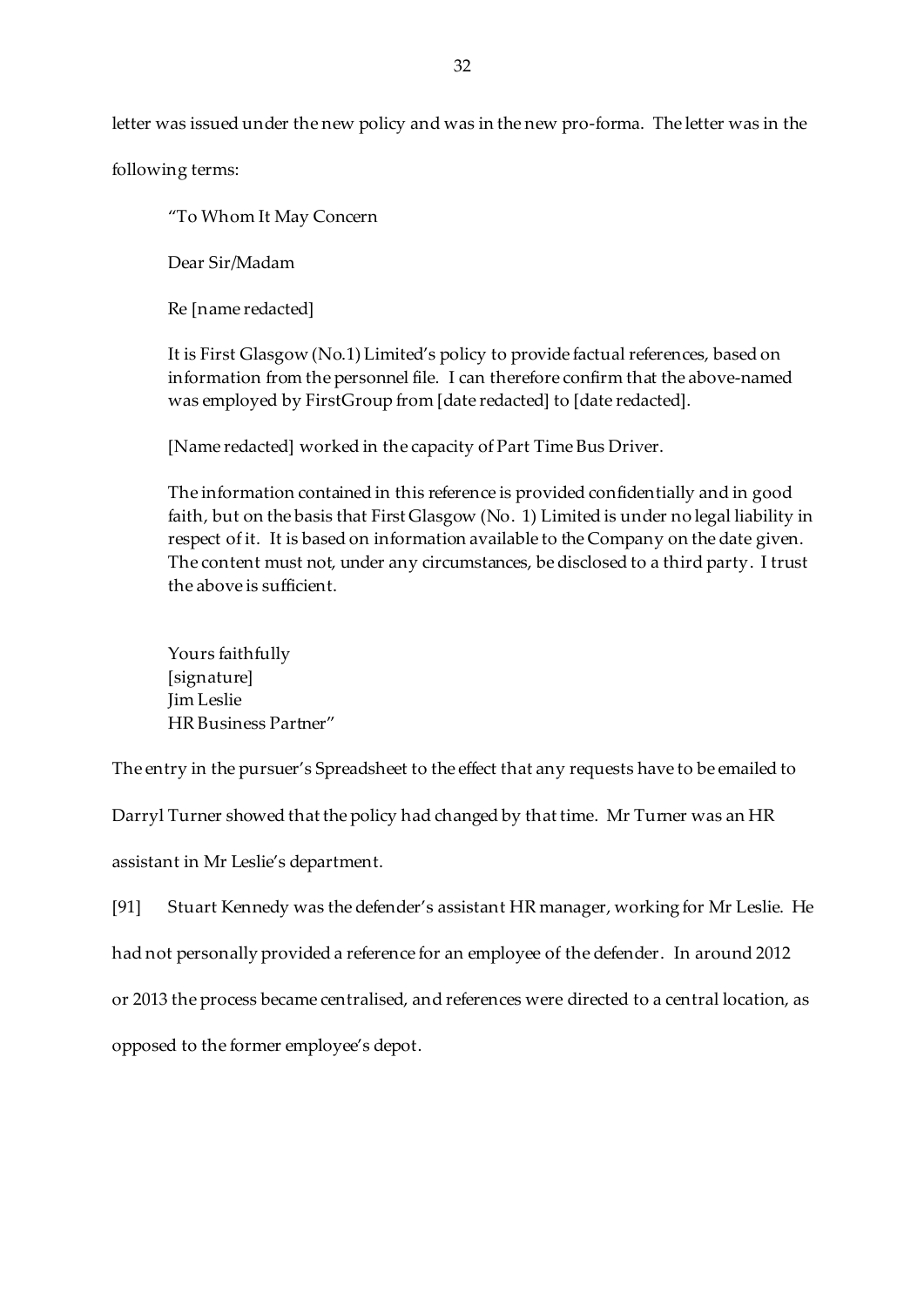letter was issued under the new policy and was in the new pro-forma. The letter was in the following terms:

> "To Whom It May Concern
>
> Dear Sir/Madam
>
> Re [name redacted]
>
> It is First Glasgow (No.1) Limited's policy to provide factual references, based on information from the personnel file. I can therefore confirm that the above-named was employed by FirstGroup from [date redacted] to [date redacted].
>
> [Name redacted] worked in the capacity of Part Time Bus Driver.
>
> The information contained in this reference is provided confidentially and in good faith, but on the basis that First Glasgow (No. 1) Limited is under no legal liability in respect of it. It is based on information available to the Company on the date given. The content must not, under any circumstances, be disclosed to a third party. I trust the above is sufficient.
>
> Yours faithfully  
> [signature]  
> Jim Leslie  
> HR Business Partner"

The entry in the pursuer's Spreadsheet to the effect that any requests have to be emailed to Darryl Turner showed that the policy had changed by that time. Mr Turner was an HR assistant in Mr Leslie's department.

[91] Stuart Kennedy was the defender's assistant HR manager, working for Mr Leslie. He had not personally provided a reference for an employee of the defender. In around 2012 or 2013 the process became centralised, and references were directed to a central location, as opposed to the former employee's depot.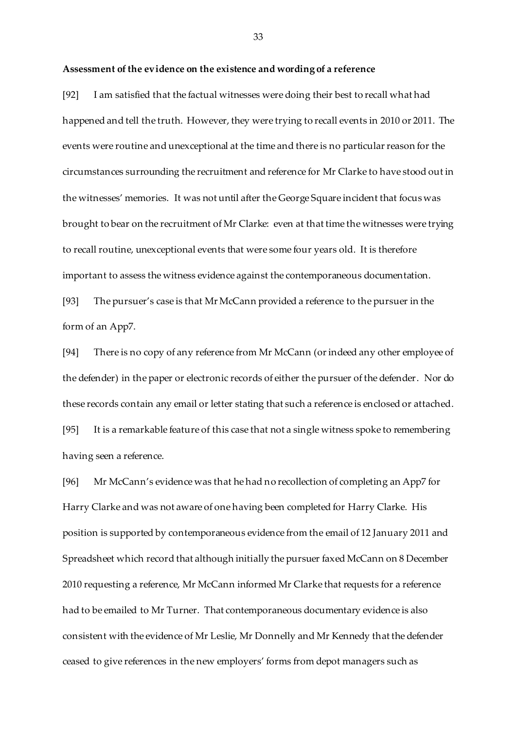**Assessment of the evidence on the existence and wording of a reference**

[92] I am satisfied that the factual witnesses were doing their best to recall what had happened and tell the truth. However, they were trying to recall events in 2010 or 2011. The events were routine and unexceptional at the time and there is no particular reason for the circumstances surrounding the recruitment and reference for Mr Clarke to have stood out in the witnesses' memories. It was not until after the George Square incident that focus was brought to bear on the recruitment of Mr Clarke: even at that time the witnesses were trying to recall routine, unexceptional events that were some four years old. It is therefore important to assess the witness evidence against the contemporaneous documentation.

[93] The pursuer's case is that Mr McCann provided a reference to the pursuer in the form of an App7.

[94] There is no copy of any reference from Mr McCann (or indeed any other employee of the defender) in the paper or electronic records of either the pursuer of the defender. Nor do these records contain any email or letter stating that such a reference is enclosed or attached.

[95] It is a remarkable feature of this case that not a single witness spoke to remembering having seen a reference.

[96] Mr McCann's evidence was that he had no recollection of completing an App7 for Harry Clarke and was not aware of one having been completed for Harry Clarke. His position is supported by contemporaneous evidence from the email of 12 January 2011 and Spreadsheet which record that although initially the pursuer faxed McCann on 8 December 2010 requesting a reference, Mr McCann informed Mr Clarke that requests for a reference had to be emailed to Mr Turner. That contemporaneous documentary evidence is also consistent with the evidence of Mr Leslie, Mr Donnelly and Mr Kennedy that the defender ceased to give references in the new employers' forms from depot managers such as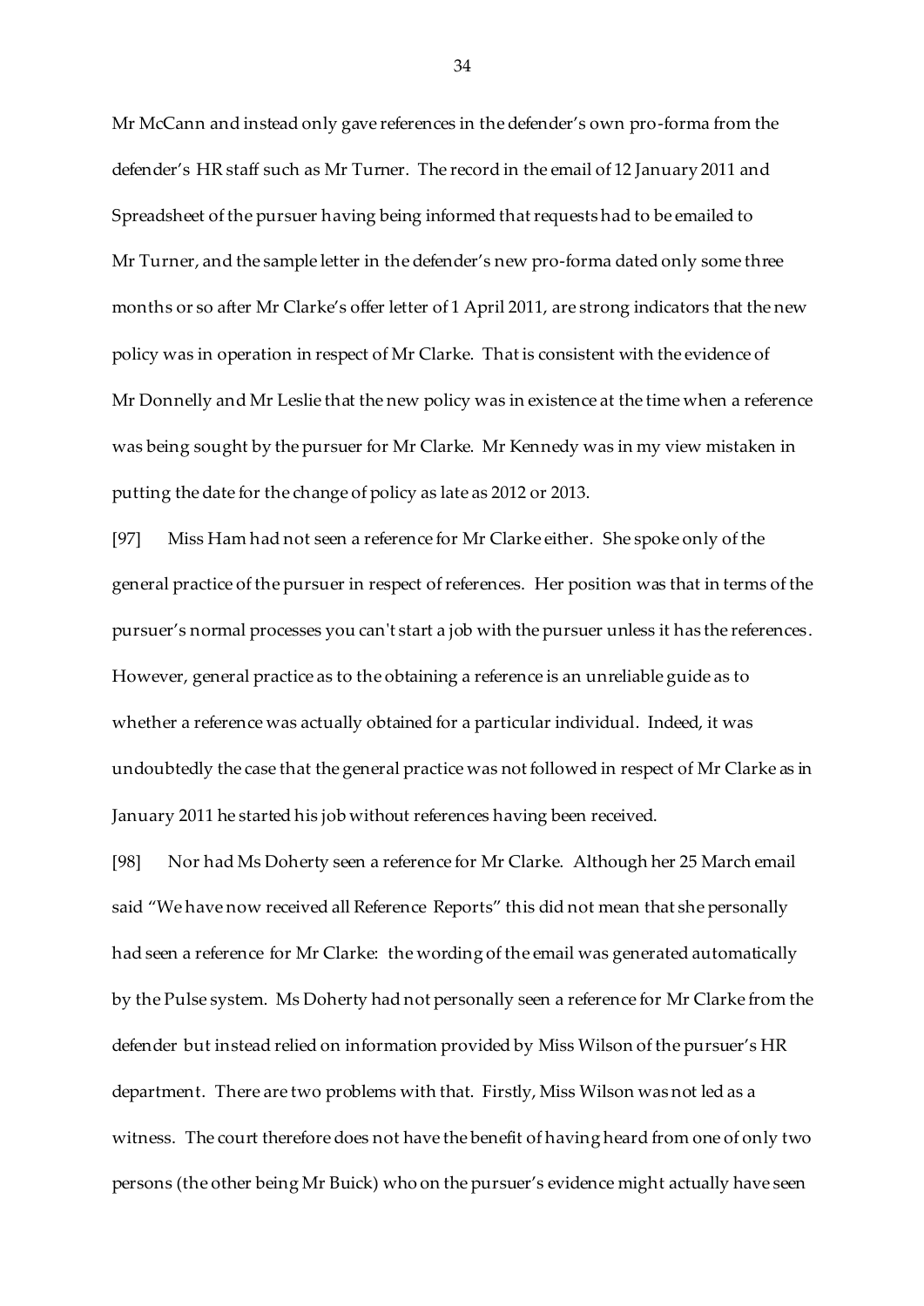Mr McCann and instead only gave references in the defender's own pro-forma from the defender's HR staff such as Mr Turner. The record in the email of 12 January 2011 and Spreadsheet of the pursuer having being informed that requests had to be emailed to Mr Turner, and the sample letter in the defender's new pro-forma dated only some three months or so after Mr Clarke's offer letter of 1 April 2011, are strong indicators that the new policy was in operation in respect of Mr Clarke. That is consistent with the evidence of Mr Donnelly and Mr Leslie that the new policy was in existence at the time when a reference was being sought by the pursuer for Mr Clarke. Mr Kennedy was in my view mistaken in putting the date for the change of policy as late as 2012 or 2013.

[97] Miss Ham had not seen a reference for Mr Clarke either. She spoke only of the general practice of the pursuer in respect of references. Her position was that in terms of the pursuer's normal processes you can't start a job with the pursuer unless it has the references. However, general practice as to the obtaining a reference is an unreliable guide as to whether a reference was actually obtained for a particular individual. Indeed, it was undoubtedly the case that the general practice was not followed in respect of Mr Clarke as in January 2011 he started his job without references having been received.

[98] Nor had Ms Doherty seen a reference for Mr Clarke. Although her 25 March email said "We have now received all Reference Reports" this did not mean that she personally had seen a reference for Mr Clarke: the wording of the email was generated automatically by the Pulse system. Ms Doherty had not personally seen a reference for Mr Clarke from the defender but instead relied on information provided by Miss Wilson of the pursuer's HR department. There are two problems with that. Firstly, Miss Wilson was not led as a witness. The court therefore does not have the benefit of having heard from one of only two persons (the other being Mr Buick) who on the pursuer's evidence might actually have seen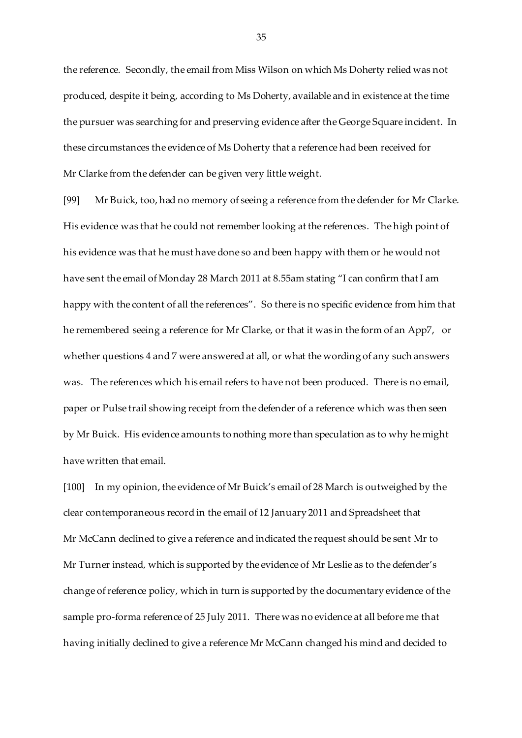the reference. Secondly, the email from Miss Wilson on which Ms Doherty relied was not produced, despite it being, according to Ms Doherty, available and in existence at the time the pursuer was searching for and preserving evidence after the George Square incident. In these circumstances the evidence of Ms Doherty that a reference had been received for Mr Clarke from the defender can be given very little weight.

[99] Mr Buick, too, had no memory of seeing a reference from the defender for Mr Clarke. His evidence was that he could not remember looking at the references. The high point of his evidence was that he must have done so and been happy with them or he would not have sent the email of Monday 28 March 2011 at 8.55am stating "I can confirm that I am happy with the content of all the references". So there is no specific evidence from him that he remembered seeing a reference for Mr Clarke, or that it was in the form of an App7, or whether questions 4 and 7 were answered at all, or what the wording of any such answers was. The references which his email refers to have not been produced. There is no email, paper or Pulse trail showing receipt from the defender of a reference which was then seen by Mr Buick. His evidence amounts to nothing more than speculation as to why he might have written that email.

[100] In my opinion, the evidence of Mr Buick's email of 28 March is outweighed by the clear contemporaneous record in the email of 12 January 2011 and Spreadsheet that Mr McCann declined to give a reference and indicated the request should be sent Mr to Mr Turner instead, which is supported by the evidence of Mr Leslie as to the defender's change of reference policy, which in turn is supported by the documentary evidence of the sample pro-forma reference of 25 July 2011. There was no evidence at all before me that having initially declined to give a reference Mr McCann changed his mind and decided to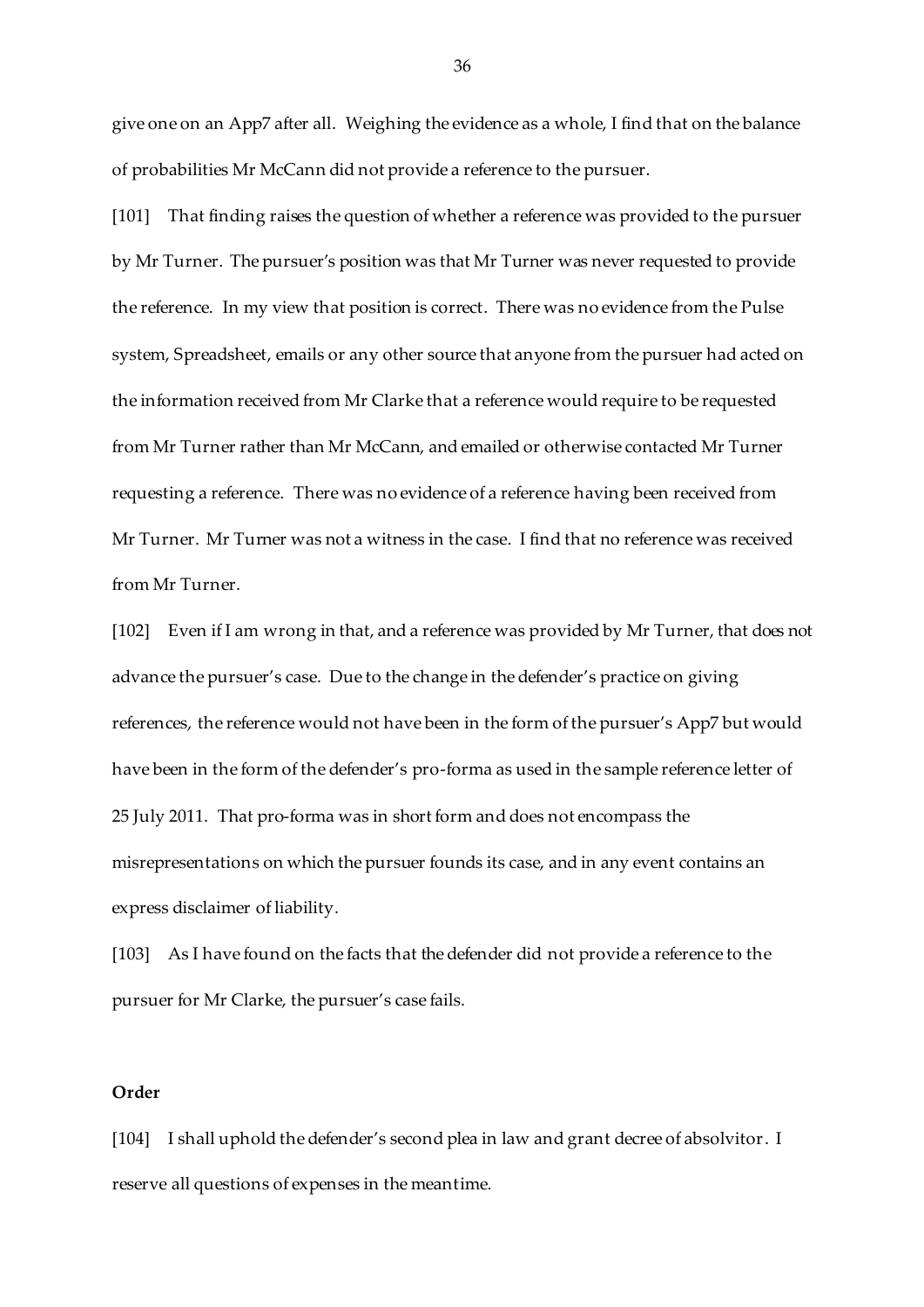give one on an App7 after all. Weighing the evidence as a whole, I find that on the balance of probabilities Mr McCann did not provide a reference to the pursuer.

[101] That finding raises the question of whether a reference was provided to the pursuer by Mr Turner. The pursuer's position was that Mr Turner was never requested to provide the reference. In my view that position is correct. There was no evidence from the Pulse system, Spreadsheet, emails or any other source that anyone from the pursuer had acted on the information received from Mr Clarke that a reference would require to be requested from Mr Turner rather than Mr McCann, and emailed or otherwise contacted Mr Turner requesting a reference. There was no evidence of a reference having been received from Mr Turner. Mr Turner was not a witness in the case. I find that no reference was received from Mr Turner.

[102] Even if I am wrong in that, and a reference was provided by Mr Turner, that does not advance the pursuer's case. Due to the change in the defender's practice on giving references, the reference would not have been in the form of the pursuer's App7 but would have been in the form of the defender's pro-forma as used in the sample reference letter of 25 July 2011. That pro-forma was in short form and does not encompass the misrepresentations on which the pursuer founds its case, and in any event contains an express disclaimer of liability.

[103] As I have found on the facts that the defender did not provide a reference to the pursuer for Mr Clarke, the pursuer's case fails.

**Order**

[104] I shall uphold the defender's second plea in law and grant decree of absolvitor. I reserve all questions of expenses in the meantime.